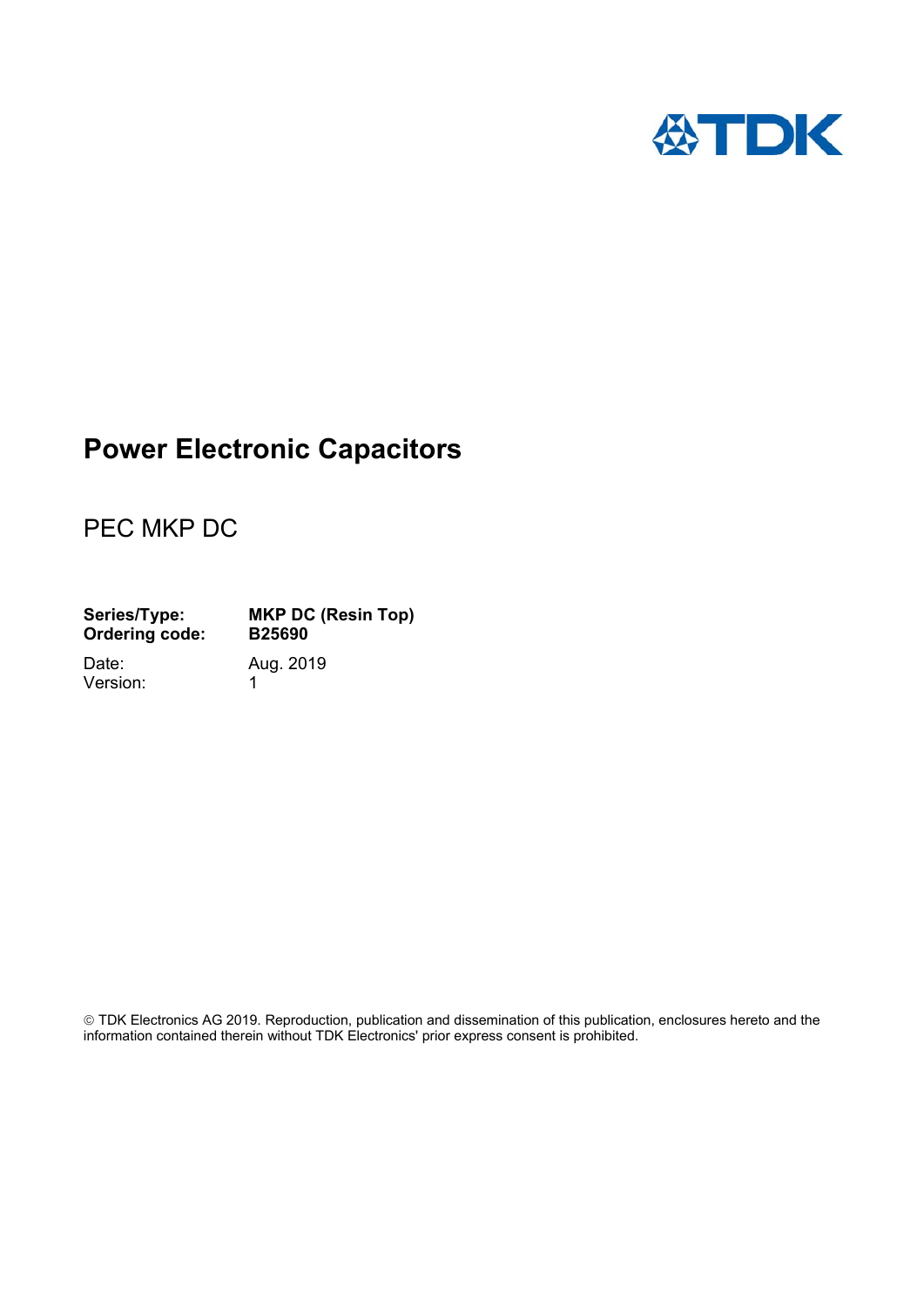# Power Electronic Capacitors

## PEC MKP DC

**Series/Type:** **MKP DC (Resin Top)**
**Ordering code:** **B25690**

Date: Aug. 2019
Version: 1

© TDK Electronics AG 2019. Reproduction, publication and dissemination of this publication, enclosures hereto and the information contained therein without TDK Electronics' prior express consent is prohibited.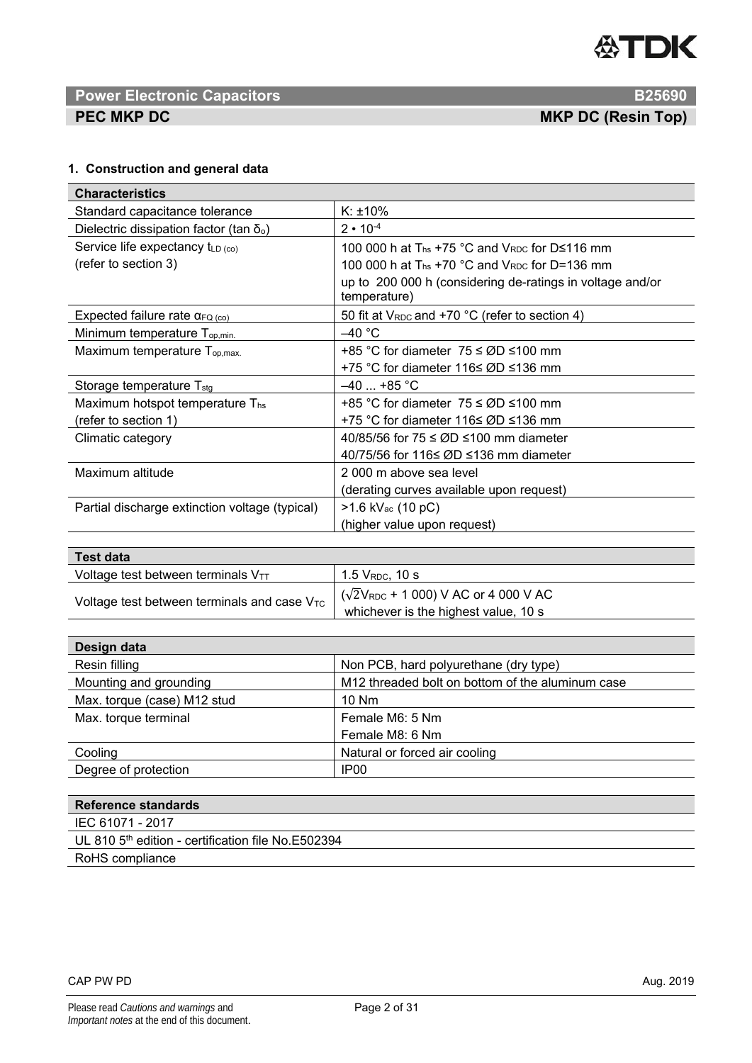**Power Electronic Capacitors** **B25690**

**PEC MKP DC** **MKP DC (Resin Top)**

## 1. Construction and general data

| Characteristics | |
|---|---|
| Standard capacitance tolerance | K: ±10% |
| Dielectric dissipation factor (tan $\delta_o$) | $2 \cdot 10^{-4}$ |
| Service life expectancy $t_{LD\,(co)}$ (refer to section 3) | 100 000 h at $T_{hs}$ +75 °C and $V_{RDC}$ for D≤116 mm<br>100 000 h at $T_{hs}$ +70 °C and $V_{RDC}$ for D=136 mm<br>up to 200 000 h (considering de-ratings in voltage and/or temperature) |
| Expected failure rate $\alpha_{FQ\,(co)}$ | 50 fit at $V_{RDC}$ and +70 °C (refer to section 4) |
| Minimum temperature $T_{op,min.}$ | –40 °C |
| Maximum temperature $T_{op,max.}$ | +85 °C for diameter 75 ≤ ØD ≤100 mm<br>+75 °C for diameter 116≤ ØD ≤136 mm |
| Storage temperature $T_{stg}$ | –40 ... +85 °C |
| Maximum hotspot temperature $T_{hs}$ (refer to section 1) | +85 °C for diameter 75 ≤ ØD ≤100 mm<br>+75 °C for diameter 116≤ ØD ≤136 mm |
| Climatic category | 40/85/56 for 75 ≤ ØD ≤100 mm diameter<br>40/75/56 for 116≤ ØD ≤136 mm diameter |
| Maximum altitude | 2 000 m above sea level<br>(derating curves available upon request) |
| Partial discharge extinction voltage (typical) | >1.6 $kV_{ac}$ (10 pC)<br>(higher value upon request) |

| Test data | |
|---|---|
| Voltage test between terminals $V_{TT}$ | 1.5 $V_{RDC}$, 10 s |
| Voltage test between terminals and case $V_{TC}$ | ($\sqrt{2}V_{RDC}$ + 1 000) V AC or 4 000 V AC<br>whichever is the highest value, 10 s |

| Design data | |
|---|---|
| Resin filling | Non PCB, hard polyurethane (dry type) |
| Mounting and grounding | M12 threaded bolt on bottom of the aluminum case |
| Max. torque (case) M12 stud | 10 Nm |
| Max. torque terminal | Female M6: 5 Nm<br>Female M8: 6 Nm |
| Cooling | Natural or forced air cooling |
| Degree of protection | IP00 |

| Reference standards |
|---|
| IEC 61071 - 2017 |
| UL 810 5th edition - certification file No.E502394 |
| RoHS compliance |

CAP PW PD Aug. 2019

Please read *Cautions and warnings* and *Important notes* at the end of this document.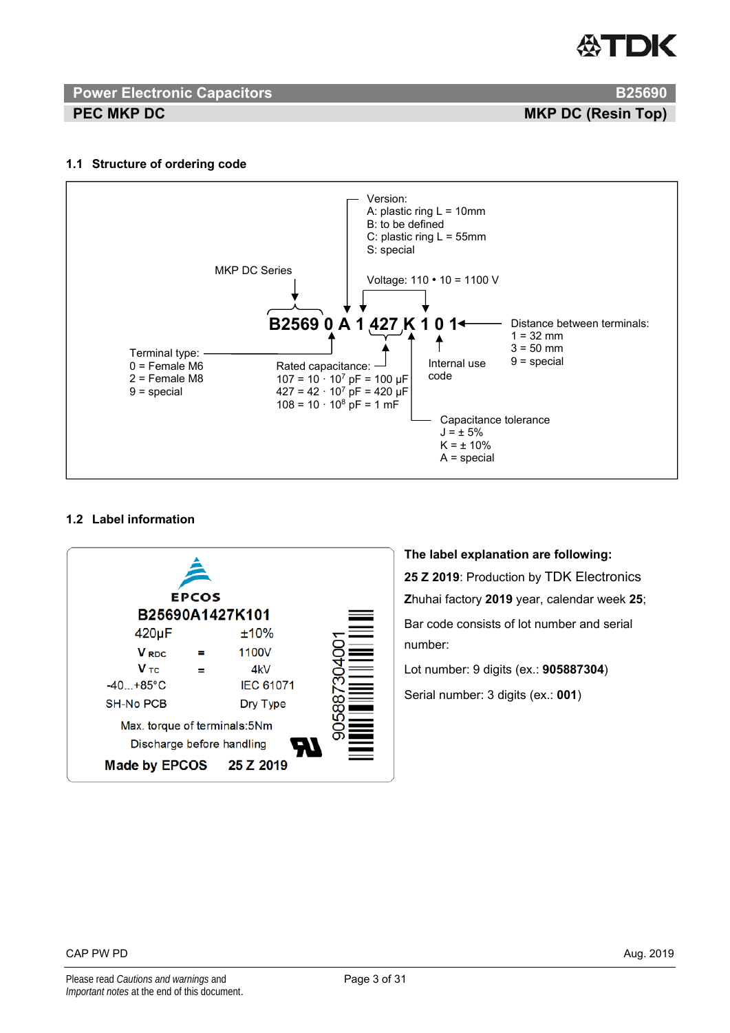**Power Electronic Capacitors** **B25690**

**PEC MKP DC** **MKP DC (Resin Top)**

### 1.1 Structure of ordering code

**B2569 0 A 1 427 K 1 0 1**

- MKP DC Series: B2569
- Terminal type:
  - 0 = Female M6
  - 2 = Female M8
  - 9 = special
- Version:
  - A: plastic ring L = 10mm
  - B: to be defined
  - C: plastic ring L = 55mm
  - S: special
- Voltage: 110 • 10 = 1100 V
- Rated capacitance:
  - 107 = 10 · $10^7$ pF = 100 µF
  - 427 = 42 · $10^7$ pF = 420 µF
  - 108 = 10 · $10^8$ pF = 1 mF
- Capacitance tolerance:
  - J = ± 5%
  - K = ± 10%
  - A = special
- Internal use code
- Distance between terminals:
  - 1 = 32 mm
  - 3 = 50 mm
  - 9 = special

### 1.2 Label information

EPCOS

B25690A1427K101

420µF ±10%

$V_{RDC}$ = 1100V

$V_{TC}$ = 4kV

-40...+85°C IEC 61071

SH-No PCB Dry Type

Max. torque of terminals:5Nm

Discharge before handling

Made by EPCOS 25 Z 2019

905887304001

**The label explanation are following:**

**25 Z 2019**: Production by TDK Electronics **Z**huhai factory **2019** year, calendar week **25**;

Bar code consists of lot number and serial number:

Lot number: 9 digits (ex.: **905887304**)

Serial number: 3 digits (ex.: **001**)

CAP PW PD Aug. 2019

Please read *Cautions and warnings* and *Important notes* at the end of this document.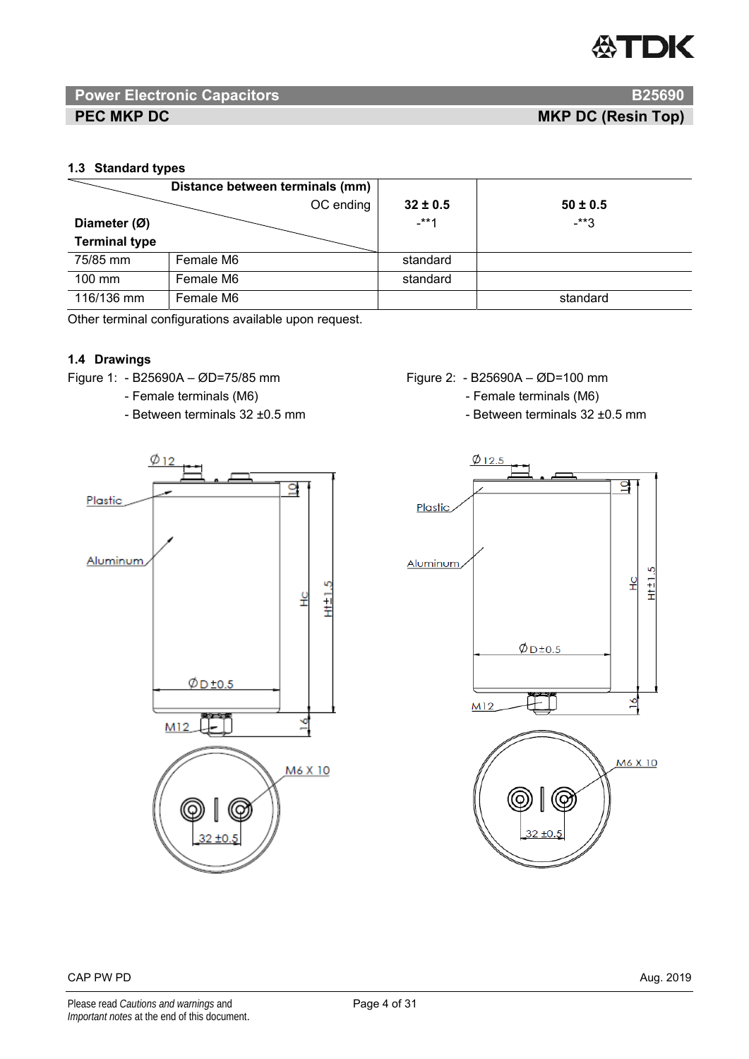### 1.3 Standard types

| Distance between terminals (mm) / OC ending<br>Diameter (Ø) / Terminal type | | 32 ± 0.5<br>-**1 | 50 ± 0.5<br>-**3 |
|---|---|---|---|
| 75/85 mm | Female M6 | standard | |
| 100 mm | Female M6 | standard | |
| 116/136 mm | Female M6 | | standard |

Other terminal configurations available upon request.

### 1.4 Drawings

Figure 1: - B25690A – ØD=75/85 mm
- Female terminals (M6)
- Between terminals 32 ±0.5 mm

Figure 2: - B25690A – ØD=100 mm
- Female terminals (M6)
- Between terminals 32 ±0.5 mm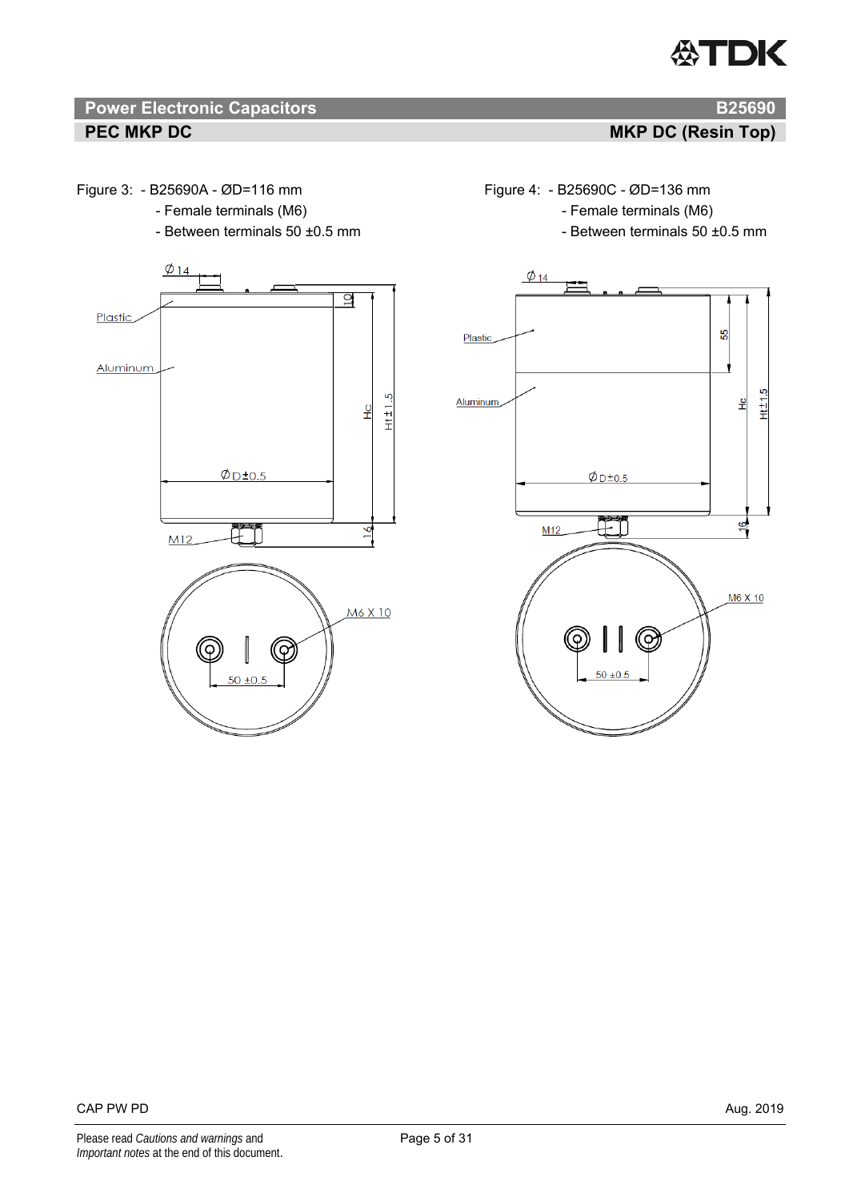Figure 3: - B25690A - ØD=116 mm
- Female terminals (M6)
- Between terminals 50 ±0.5 mm

Figure 4: - B25690C - ØD=136 mm
- Female terminals (M6)
- Between terminals 50 ±0.5 mm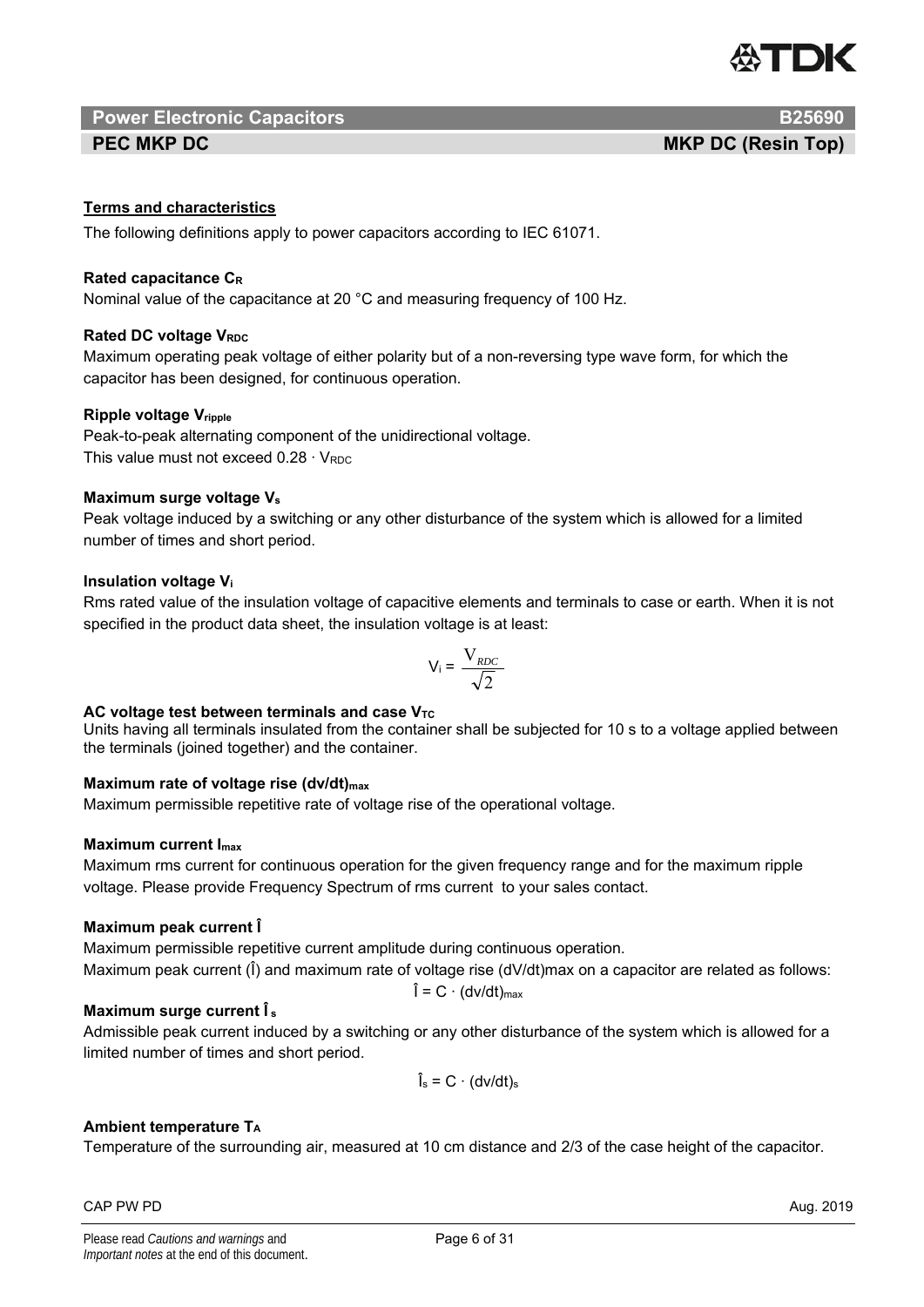## Terms and characteristics

The following definitions apply to power capacitors according to IEC 61071.

**Rated capacitance $C_R$**

Nominal value of the capacitance at 20 °C and measuring frequency of 100 Hz.

**Rated DC voltage $V_{RDC}$**

Maximum operating peak voltage of either polarity but of a non-reversing type wave form, for which the capacitor has been designed, for continuous operation.

**Ripple voltage $V_{ripple}$**

Peak-to-peak alternating component of the unidirectional voltage.
This value must not exceed $0.28 \cdot V_{RDC}$

**Maximum surge voltage $V_s$**

Peak voltage induced by a switching or any other disturbance of the system which is allowed for a limited number of times and short period.

**Insulation voltage $V_i$**

Rms rated value of the insulation voltage of capacitive elements and terminals to case or earth. When it is not specified in the product data sheet, the insulation voltage is at least:

$$V_i = \frac{V_{RDC}}{\sqrt{2}}$$

**AC voltage test between terminals and case $V_{TC}$**

Units having all terminals insulated from the container shall be subjected for 10 s to a voltage applied between the terminals (joined together) and the container.

**Maximum rate of voltage rise $(dv/dt)_{max}$**

Maximum permissible repetitive rate of voltage rise of the operational voltage.

**Maximum current $I_{max}$**

Maximum rms current for continuous operation for the given frequency range and for the maximum ripple voltage. Please provide Frequency Spectrum of rms current to your sales contact.

**Maximum peak current $\hat{I}$**

Maximum permissible repetitive current amplitude during continuous operation.
Maximum peak current ($\hat{I}$) and maximum rate of voltage rise $(dV/dt)_{max}$ on a capacitor are related as follows:

$$\hat{I} = C \cdot (dv/dt)_{max}$$

**Maximum surge current $\hat{I}_s$**

Admissible peak current induced by a switching or any other disturbance of the system which is allowed for a limited number of times and short period.

$$\hat{I}_s = C \cdot (dv/dt)_s$$

**Ambient temperature $T_A$**

Temperature of the surrounding air, measured at 10 cm distance and 2/3 of the case height of the capacitor.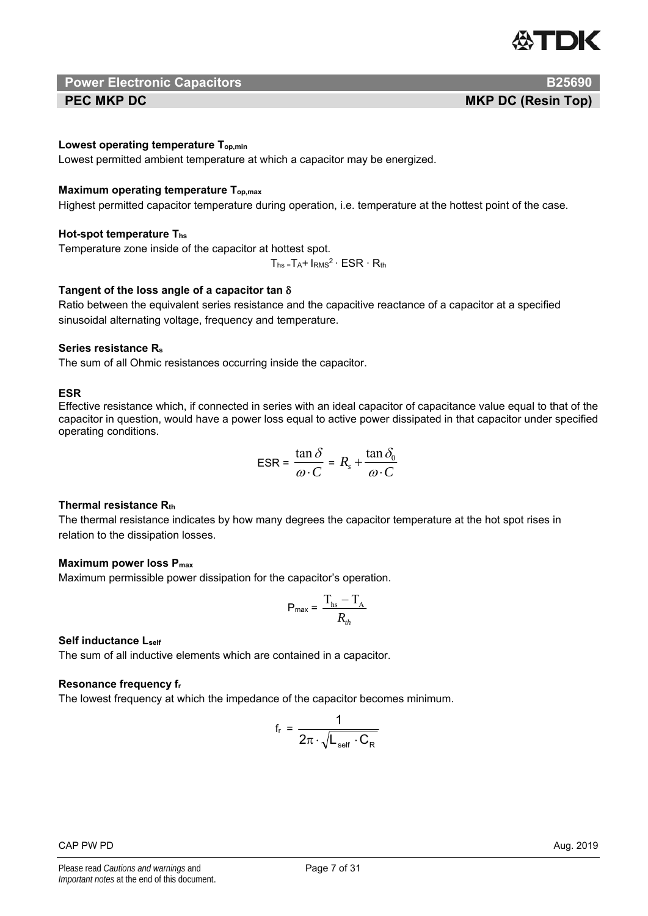**Lowest operating temperature $T_{op,min}$**

Lowest permitted ambient temperature at which a capacitor may be energized.

**Maximum operating temperature $T_{op,max}$**

Highest permitted capacitor temperature during operation, i.e. temperature at the hottest point of the case.

**Hot-spot temperature $T_{hs}$**

Temperature zone inside of the capacitor at hottest spot.

$$T_{hs} = T_A + I_{RMS}^2 \cdot ESR \cdot R_{th}$$

**Tangent of the loss angle of a capacitor tan $\delta$**

Ratio between the equivalent series resistance and the capacitive reactance of a capacitor at a specified sinusoidal alternating voltage, frequency and temperature.

**Series resistance $R_s$**

The sum of all Ohmic resistances occurring inside the capacitor.

**ESR**

Effective resistance which, if connected in series with an ideal capacitor of capacitance value equal to that of the capacitor in question, would have a power loss equal to active power dissipated in that capacitor under specified operating conditions.

$$\text{ESR} = \frac{\tan\delta}{\omega \cdot C} = R_s + \frac{\tan\delta_0}{\omega \cdot C}$$

**Thermal resistance $R_{th}$**

The thermal resistance indicates by how many degrees the capacitor temperature at the hot spot rises in relation to the dissipation losses.

**Maximum power loss $P_{max}$**

Maximum permissible power dissipation for the capacitor's operation.

$$P_{max} = \frac{T_{hs} - T_A}{R_{th}}$$

**Self inductance $L_{self}$**

The sum of all inductive elements which are contained in a capacitor.

**Resonance frequency $f_r$**

The lowest frequency at which the impedance of the capacitor becomes minimum.

$$f_r = \frac{1}{2\pi \cdot \sqrt{L_{self} \cdot C_R}}$$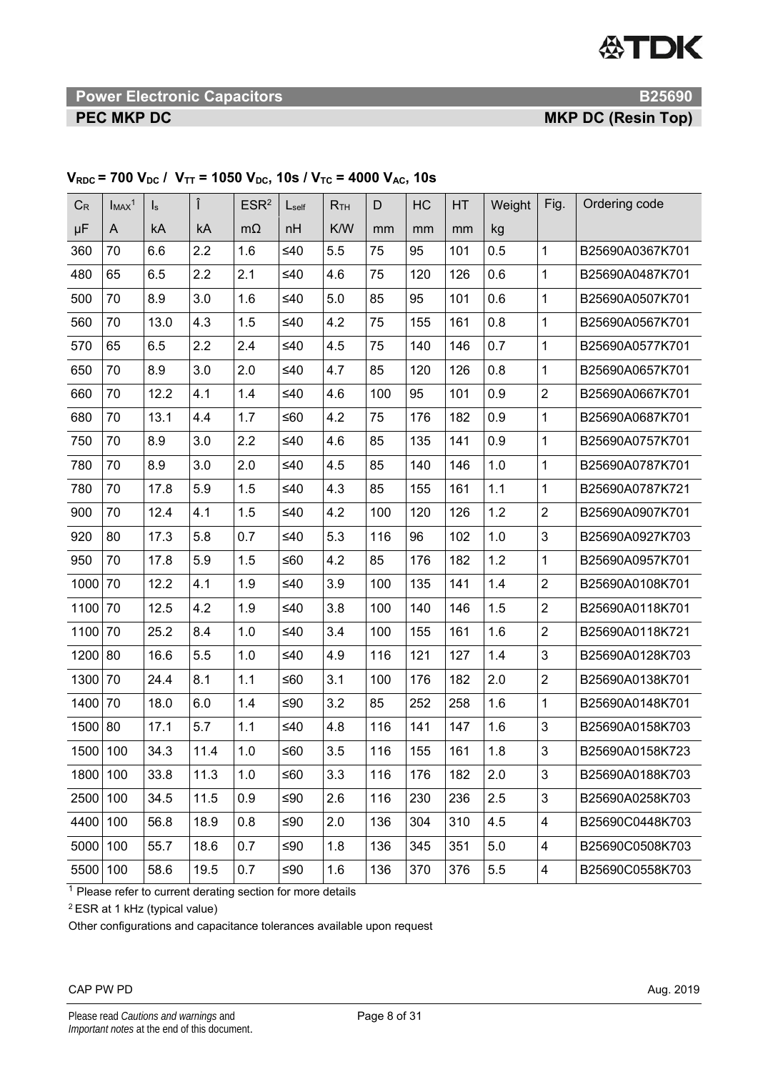## Power Electronic Capacitors — B25690

**PEC MKP DC — MKP DC (Resin Top)**

**$V_{RDC}$ = 700 $V_{DC}$ / $V_{TT}$ = 1050 $V_{DC}$, 10s / $V_{TC}$ = 4000 $V_{AC}$, 10s**

| $C_R$ | $I_{MAX}$[1] | $I_s$ | Î | ESR[2] | $L_{self}$ | $R_{TH}$ | D | HC | HT | Weight | Fig. | Ordering code |
|---|---|---|---|---|---|---|---|---|---|---|---|---|
| µF | A | kA | kA | mΩ | nH | K/W | mm | mm | mm | kg | | |
| 360 | 70 | 6.6 | 2.2 | 1.6 | ≤40 | 5.5 | 75 | 95 | 101 | 0.5 | 1 | B25690A0367K701 |
| 480 | 65 | 6.5 | 2.2 | 2.1 | ≤40 | 4.6 | 75 | 120 | 126 | 0.6 | 1 | B25690A0487K701 |
| 500 | 70 | 8.9 | 3.0 | 1.6 | ≤40 | 5.0 | 85 | 95 | 101 | 0.6 | 1 | B25690A0507K701 |
| 560 | 70 | 13.0 | 4.3 | 1.5 | ≤40 | 4.2 | 75 | 155 | 161 | 0.8 | 1 | B25690A0567K701 |
| 570 | 65 | 6.5 | 2.2 | 2.4 | ≤40 | 4.5 | 75 | 140 | 146 | 0.7 | 1 | B25690A0577K701 |
| 650 | 70 | 8.9 | 3.0 | 2.0 | ≤40 | 4.7 | 85 | 120 | 126 | 0.8 | 1 | B25690A0657K701 |
| 660 | 70 | 12.2 | 4.1 | 1.4 | ≤40 | 4.6 | 100 | 95 | 101 | 0.9 | 2 | B25690A0667K701 |
| 680 | 70 | 13.1 | 4.4 | 1.7 | ≤60 | 4.2 | 75 | 176 | 182 | 0.9 | 1 | B25690A0687K701 |
| 750 | 70 | 8.9 | 3.0 | 2.2 | ≤40 | 4.6 | 85 | 135 | 141 | 0.9 | 1 | B25690A0757K701 |
| 780 | 70 | 8.9 | 3.0 | 2.0 | ≤40 | 4.5 | 85 | 140 | 146 | 1.0 | 1 | B25690A0787K701 |
| 780 | 70 | 17.8 | 5.9 | 1.5 | ≤40 | 4.3 | 85 | 155 | 161 | 1.1 | 1 | B25690A0787K721 |
| 900 | 70 | 12.4 | 4.1 | 1.5 | ≤40 | 4.2 | 100 | 120 | 126 | 1.2 | 2 | B25690A0907K701 |
| 920 | 80 | 17.3 | 5.8 | 0.7 | ≤40 | 5.3 | 116 | 96 | 102 | 1.0 | 3 | B25690A0927K703 |
| 950 | 70 | 17.8 | 5.9 | 1.5 | ≤60 | 4.2 | 85 | 176 | 182 | 1.2 | 1 | B25690A0957K701 |
| 1000 | 70 | 12.2 | 4.1 | 1.9 | ≤40 | 3.9 | 100 | 135 | 141 | 1.4 | 2 | B25690A0108K701 |
| 1100 | 70 | 12.5 | 4.2 | 1.9 | ≤40 | 3.8 | 100 | 140 | 146 | 1.5 | 2 | B25690A0118K701 |
| 1100 | 70 | 25.2 | 8.4 | 1.0 | ≤40 | 3.4 | 100 | 155 | 161 | 1.6 | 2 | B25690A0118K721 |
| 1200 | 80 | 16.6 | 5.5 | 1.0 | ≤40 | 4.9 | 116 | 121 | 127 | 1.4 | 3 | B25690A0128K703 |
| 1300 | 70 | 24.4 | 8.1 | 1.1 | ≤60 | 3.1 | 100 | 176 | 182 | 2.0 | 2 | B25690A0138K701 |
| 1400 | 70 | 18.0 | 6.0 | 1.4 | ≤90 | 3.2 | 85 | 252 | 258 | 1.6 | 1 | B25690A0148K701 |
| 1500 | 80 | 17.1 | 5.7 | 1.1 | ≤40 | 4.8 | 116 | 141 | 147 | 1.6 | 3 | B25690A0158K703 |
| 1500 | 100 | 34.3 | 11.4 | 1.0 | ≤60 | 3.5 | 116 | 155 | 161 | 1.8 | 3 | B25690A0158K723 |
| 1800 | 100 | 33.8 | 11.3 | 1.0 | ≤60 | 3.3 | 116 | 176 | 182 | 2.0 | 3 | B25690A0188K703 |
| 2500 | 100 | 34.5 | 11.5 | 0.9 | ≤90 | 2.6 | 116 | 230 | 236 | 2.5 | 3 | B25690A0258K703 |
| 4400 | 100 | 56.8 | 18.9 | 0.8 | ≤90 | 2.0 | 136 | 304 | 310 | 4.5 | 4 | B25690C0448K703 |
| 5000 | 100 | 55.7 | 18.6 | 0.7 | ≤90 | 1.8 | 136 | 345 | 351 | 5.0 | 4 | B25690C0508K703 |
| 5500 | 100 | 58.6 | 19.5 | 0.7 | ≤90 | 1.6 | 136 | 370 | 376 | 5.5 | 4 | B25690C0558K703 |

[1] Please refer to current derating section for more details

[2] ESR at 1 kHz (typical value)

Other configurations and capacitance tolerances available upon request

CAP PW PD — Aug. 2019

Please read *Cautions and warnings* and *Important notes* at the end of this document.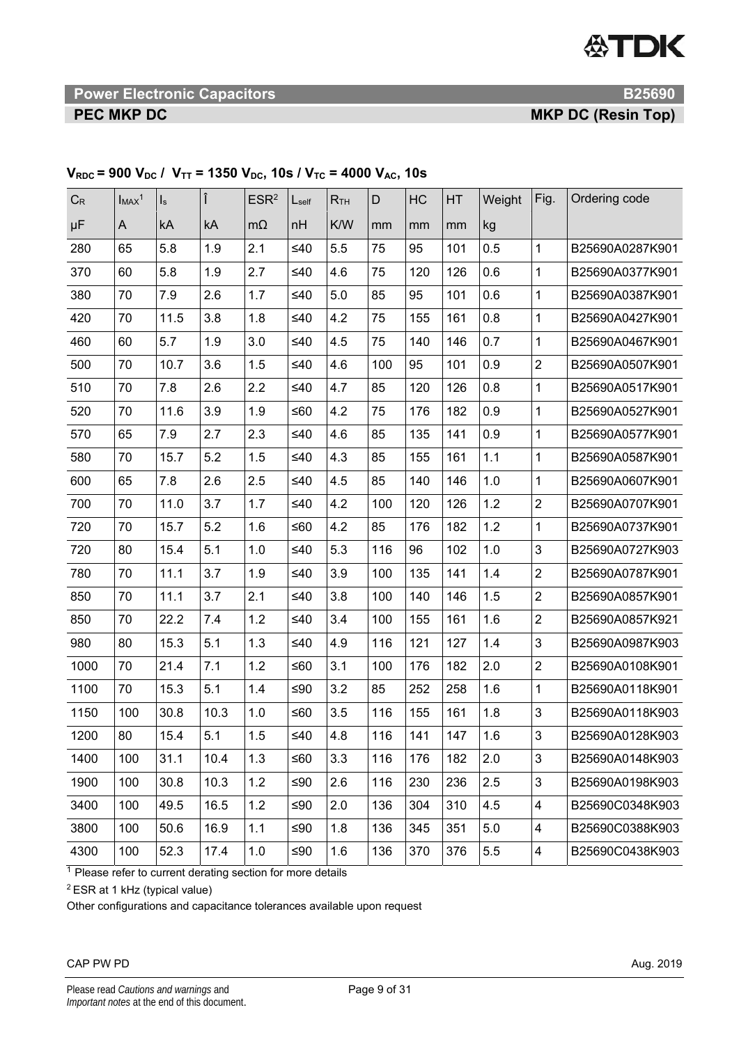**Power Electronic Capacitors** **B25690**

**PEC MKP DC** **MKP DC (Resin Top)**

**$V_{RDC}$ = 900 $V_{DC}$ / $V_{TT}$ = 1350 $V_{DC}$, 10s / $V_{TC}$ = 4000 $V_{AC}$, 10s**

| $C_R$ | $I_{MAX}$[1] | $I_s$ | Î | ESR[2] | $L_{self}$ | $R_{TH}$ | D | HC | HT | Weight | Fig. | Ordering code |
|---|---|---|---|---|---|---|---|---|---|---|---|---|
| µF | A | kA | kA | mΩ | nH | K/W | mm | mm | mm | kg | | |
| 280 | 65 | 5.8 | 1.9 | 2.1 | ≤40 | 5.5 | 75 | 95 | 101 | 0.5 | 1 | B25690A0287K901 |
| 370 | 60 | 5.8 | 1.9 | 2.7 | ≤40 | 4.6 | 75 | 120 | 126 | 0.6 | 1 | B25690A0377K901 |
| 380 | 70 | 7.9 | 2.6 | 1.7 | ≤40 | 5.0 | 85 | 95 | 101 | 0.6 | 1 | B25690A0387K901 |
| 420 | 70 | 11.5 | 3.8 | 1.8 | ≤40 | 4.2 | 75 | 155 | 161 | 0.8 | 1 | B25690A0427K901 |
| 460 | 60 | 5.7 | 1.9 | 3.0 | ≤40 | 4.5 | 75 | 140 | 146 | 0.7 | 1 | B25690A0467K901 |
| 500 | 70 | 10.7 | 3.6 | 1.5 | ≤40 | 4.6 | 100 | 95 | 101 | 0.9 | 2 | B25690A0507K901 |
| 510 | 70 | 7.8 | 2.6 | 2.2 | ≤40 | 4.7 | 85 | 120 | 126 | 0.8 | 1 | B25690A0517K901 |
| 520 | 70 | 11.6 | 3.9 | 1.9 | ≤60 | 4.2 | 75 | 176 | 182 | 0.9 | 1 | B25690A0527K901 |
| 570 | 65 | 7.9 | 2.7 | 2.3 | ≤40 | 4.6 | 85 | 135 | 141 | 0.9 | 1 | B25690A0577K901 |
| 580 | 70 | 15.7 | 5.2 | 1.5 | ≤40 | 4.3 | 85 | 155 | 161 | 1.1 | 1 | B25690A0587K901 |
| 600 | 65 | 7.8 | 2.6 | 2.5 | ≤40 | 4.5 | 85 | 140 | 146 | 1.0 | 1 | B25690A0607K901 |
| 700 | 70 | 11.0 | 3.7 | 1.7 | ≤40 | 4.2 | 100 | 120 | 126 | 1.2 | 2 | B25690A0707K901 |
| 720 | 70 | 15.7 | 5.2 | 1.6 | ≤60 | 4.2 | 85 | 176 | 182 | 1.2 | 1 | B25690A0737K901 |
| 720 | 80 | 15.4 | 5.1 | 1.0 | ≤40 | 5.3 | 116 | 96 | 102 | 1.0 | 3 | B25690A0727K903 |
| 780 | 70 | 11.1 | 3.7 | 1.9 | ≤40 | 3.9 | 100 | 135 | 141 | 1.4 | 2 | B25690A0787K901 |
| 850 | 70 | 11.1 | 3.7 | 2.1 | ≤40 | 3.8 | 100 | 140 | 146 | 1.5 | 2 | B25690A0857K901 |
| 850 | 70 | 22.2 | 7.4 | 1.2 | ≤40 | 3.4 | 100 | 155 | 161 | 1.6 | 2 | B25690A0857K921 |
| 980 | 80 | 15.3 | 5.1 | 1.3 | ≤40 | 4.9 | 116 | 121 | 127 | 1.4 | 3 | B25690A0987K903 |
| 1000 | 70 | 21.4 | 7.1 | 1.2 | ≤60 | 3.1 | 100 | 176 | 182 | 2.0 | 2 | B25690A0108K901 |
| 1100 | 70 | 15.3 | 5.1 | 1.4 | ≤90 | 3.2 | 85 | 252 | 258 | 1.6 | 1 | B25690A0118K901 |
| 1150 | 100 | 30.8 | 10.3 | 1.0 | ≤60 | 3.5 | 116 | 155 | 161 | 1.8 | 3 | B25690A0118K903 |
| 1200 | 80 | 15.4 | 5.1 | 1.5 | ≤40 | 4.8 | 116 | 141 | 147 | 1.6 | 3 | B25690A0128K903 |
| 1400 | 100 | 31.1 | 10.4 | 1.3 | ≤60 | 3.3 | 116 | 176 | 182 | 2.0 | 3 | B25690A0148K903 |
| 1900 | 100 | 30.8 | 10.3 | 1.2 | ≤90 | 2.6 | 116 | 230 | 236 | 2.5 | 3 | B25690A0198K903 |
| 3400 | 100 | 49.5 | 16.5 | 1.2 | ≤90 | 2.0 | 136 | 304 | 310 | 4.5 | 4 | B25690C0348K903 |
| 3800 | 100 | 50.6 | 16.9 | 1.1 | ≤90 | 1.8 | 136 | 345 | 351 | 5.0 | 4 | B25690C0388K903 |
| 4300 | 100 | 52.3 | 17.4 | 1.0 | ≤90 | 1.6 | 136 | 370 | 376 | 5.5 | 4 | B25690C0438K903 |

[1] Please refer to current derating section for more details

[2] ESR at 1 kHz (typical value)

Other configurations and capacitance tolerances available upon request

CAP PW PD Aug. 2019

Please read *Cautions and warnings* and *Important notes* at the end of this document.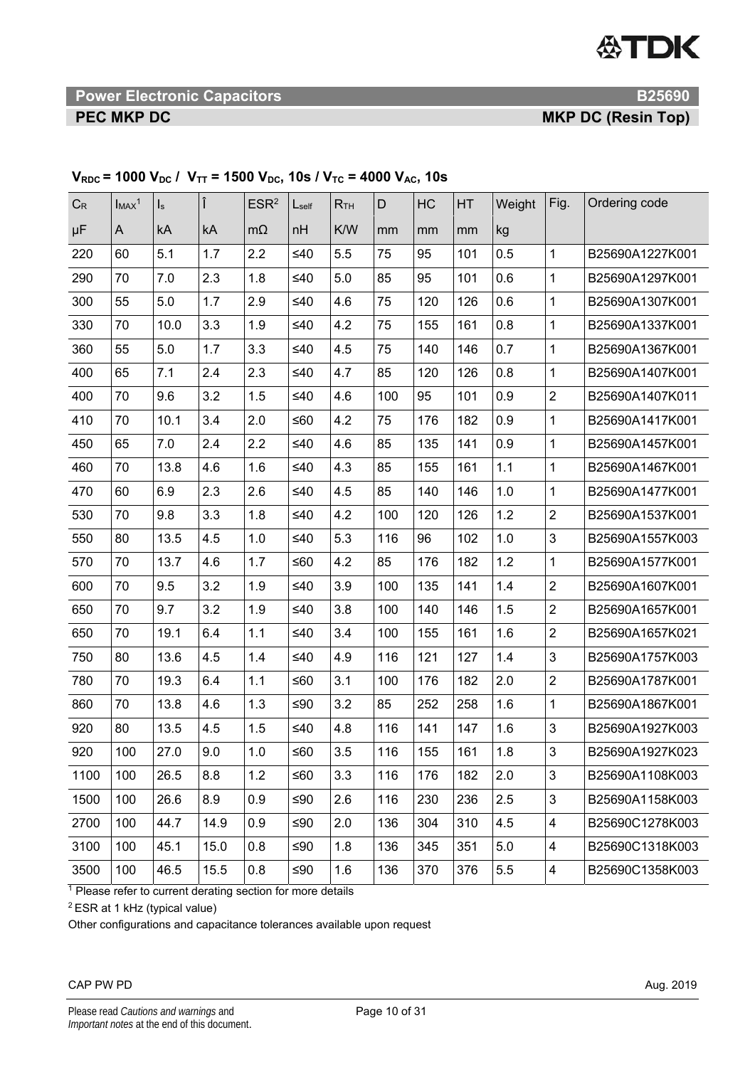**Power Electronic Capacitors** **B25690**

**PEC MKP DC** **MKP DC (Resin Top)**

**$V_{RDC}$ = 1000 $V_{DC}$ / $V_{TT}$ = 1500 $V_{DC}$, 10s / $V_{TC}$ = 4000 $V_{AC}$, 10s**

| $C_R$ | $I_{MAX}$[1] | $I_s$ | Î | ESR[2] | $L_{self}$ | $R_{TH}$ | D | HC | HT | Weight | Fig. | Ordering code |
|---|---|---|---|---|---|---|---|---|---|---|---|---|
| µF | A | kA | kA | mΩ | nH | K/W | mm | mm | mm | kg | | |
| 220 | 60 | 5.1 | 1.7 | 2.2 | ≤40 | 5.5 | 75 | 95 | 101 | 0.5 | 1 | B25690A1227K001 |
| 290 | 70 | 7.0 | 2.3 | 1.8 | ≤40 | 5.0 | 85 | 95 | 101 | 0.6 | 1 | B25690A1297K001 |
| 300 | 55 | 5.0 | 1.7 | 2.9 | ≤40 | 4.6 | 75 | 120 | 126 | 0.6 | 1 | B25690A1307K001 |
| 330 | 70 | 10.0 | 3.3 | 1.9 | ≤40 | 4.2 | 75 | 155 | 161 | 0.8 | 1 | B25690A1337K001 |
| 360 | 55 | 5.0 | 1.7 | 3.3 | ≤40 | 4.5 | 75 | 140 | 146 | 0.7 | 1 | B25690A1367K001 |
| 400 | 65 | 7.1 | 2.4 | 2.3 | ≤40 | 4.7 | 85 | 120 | 126 | 0.8 | 1 | B25690A1407K001 |
| 400 | 70 | 9.6 | 3.2 | 1.5 | ≤40 | 4.6 | 100 | 95 | 101 | 0.9 | 2 | B25690A1407K011 |
| 410 | 70 | 10.1 | 3.4 | 2.0 | ≤60 | 4.2 | 75 | 176 | 182 | 0.9 | 1 | B25690A1417K001 |
| 450 | 65 | 7.0 | 2.4 | 2.2 | ≤40 | 4.6 | 85 | 135 | 141 | 0.9 | 1 | B25690A1457K001 |
| 460 | 70 | 13.8 | 4.6 | 1.6 | ≤40 | 4.3 | 85 | 155 | 161 | 1.1 | 1 | B25690A1467K001 |
| 470 | 60 | 6.9 | 2.3 | 2.6 | ≤40 | 4.5 | 85 | 140 | 146 | 1.0 | 1 | B25690A1477K001 |
| 530 | 70 | 9.8 | 3.3 | 1.8 | ≤40 | 4.2 | 100 | 120 | 126 | 1.2 | 2 | B25690A1537K001 |
| 550 | 80 | 13.5 | 4.5 | 1.0 | ≤40 | 5.3 | 116 | 96 | 102 | 1.0 | 3 | B25690A1557K003 |
| 570 | 70 | 13.7 | 4.6 | 1.7 | ≤60 | 4.2 | 85 | 176 | 182 | 1.2 | 1 | B25690A1577K001 |
| 600 | 70 | 9.5 | 3.2 | 1.9 | ≤40 | 3.9 | 100 | 135 | 141 | 1.4 | 2 | B25690A1607K001 |
| 650 | 70 | 9.7 | 3.2 | 1.9 | ≤40 | 3.8 | 100 | 140 | 146 | 1.5 | 2 | B25690A1657K001 |
| 650 | 70 | 19.1 | 6.4 | 1.1 | ≤40 | 3.4 | 100 | 155 | 161 | 1.6 | 2 | B25690A1657K021 |
| 750 | 80 | 13.6 | 4.5 | 1.4 | ≤40 | 4.9 | 116 | 121 | 127 | 1.4 | 3 | B25690A1757K003 |
| 780 | 70 | 19.3 | 6.4 | 1.1 | ≤60 | 3.1 | 100 | 176 | 182 | 2.0 | 2 | B25690A1787K001 |
| 860 | 70 | 13.8 | 4.6 | 1.3 | ≤90 | 3.2 | 85 | 252 | 258 | 1.6 | 1 | B25690A1867K001 |
| 920 | 80 | 13.5 | 4.5 | 1.5 | ≤40 | 4.8 | 116 | 141 | 147 | 1.6 | 3 | B25690A1927K003 |
| 920 | 100 | 27.0 | 9.0 | 1.0 | ≤60 | 3.5 | 116 | 155 | 161 | 1.8 | 3 | B25690A1927K023 |
| 1100 | 100 | 26.5 | 8.8 | 1.2 | ≤60 | 3.3 | 116 | 176 | 182 | 2.0 | 3 | B25690A1108K003 |
| 1500 | 100 | 26.6 | 8.9 | 0.9 | ≤90 | 2.6 | 116 | 230 | 236 | 2.5 | 3 | B25690A1158K003 |
| 2700 | 100 | 44.7 | 14.9 | 0.9 | ≤90 | 2.0 | 136 | 304 | 310 | 4.5 | 4 | B25690C1278K003 |
| 3100 | 100 | 45.1 | 15.0 | 0.8 | ≤90 | 1.8 | 136 | 345 | 351 | 5.0 | 4 | B25690C1318K003 |
| 3500 | 100 | 46.5 | 15.5 | 0.8 | ≤90 | 1.6 | 136 | 370 | 376 | 5.5 | 4 | B25690C1358K003 |

[1] Please refer to current derating section for more details

[2] ESR at 1 kHz (typical value)

Other configurations and capacitance tolerances available upon request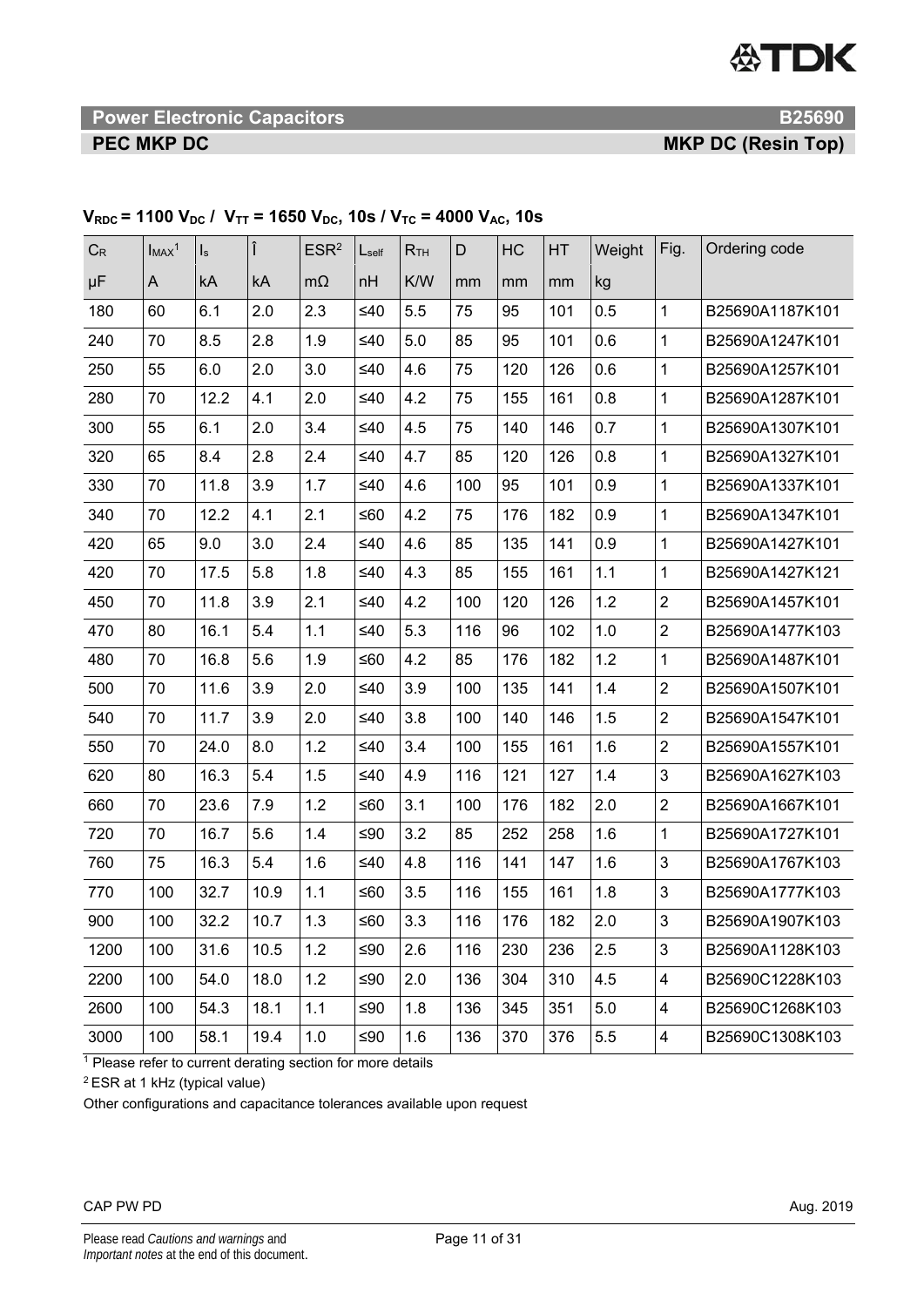**Power Electronic Capacitors** **B25690**

**PEC MKP DC** **MKP DC (Resin Top)**

**$V_{RDC}$ = 1100 $V_{DC}$ / $V_{TT}$ = 1650 $V_{DC}$, 10s / $V_{TC}$ = 4000 $V_{AC}$, 10s**

| $C_R$ | $I_{MAX}$[1] | $I_s$ | Î | ESR[2] | $L_{self}$ | $R_{TH}$ | D | HC | HT | Weight | Fig. | Ordering code |
|---|---|---|---|---|---|---|---|---|---|---|---|---|
| µF | A | kA | kA | mΩ | nH | K/W | mm | mm | mm | kg | | |
| 180 | 60 | 6.1 | 2.0 | 2.3 | ≤40 | 5.5 | 75 | 95 | 101 | 0.5 | 1 | B25690A1187K101 |
| 240 | 70 | 8.5 | 2.8 | 1.9 | ≤40 | 5.0 | 85 | 95 | 101 | 0.6 | 1 | B25690A1247K101 |
| 250 | 55 | 6.0 | 2.0 | 3.0 | ≤40 | 4.6 | 75 | 120 | 126 | 0.6 | 1 | B25690A1257K101 |
| 280 | 70 | 12.2 | 4.1 | 2.0 | ≤40 | 4.2 | 75 | 155 | 161 | 0.8 | 1 | B25690A1287K101 |
| 300 | 55 | 6.1 | 2.0 | 3.4 | ≤40 | 4.5 | 75 | 140 | 146 | 0.7 | 1 | B25690A1307K101 |
| 320 | 65 | 8.4 | 2.8 | 2.4 | ≤40 | 4.7 | 85 | 120 | 126 | 0.8 | 1 | B25690A1327K101 |
| 330 | 70 | 11.8 | 3.9 | 1.7 | ≤40 | 4.6 | 100 | 95 | 101 | 0.9 | 1 | B25690A1337K101 |
| 340 | 70 | 12.2 | 4.1 | 2.1 | ≤60 | 4.2 | 75 | 176 | 182 | 0.9 | 1 | B25690A1347K101 |
| 420 | 65 | 9.0 | 3.0 | 2.4 | ≤40 | 4.6 | 85 | 135 | 141 | 0.9 | 1 | B25690A1427K101 |
| 420 | 70 | 17.5 | 5.8 | 1.8 | ≤40 | 4.3 | 85 | 155 | 161 | 1.1 | 1 | B25690A1427K121 |
| 450 | 70 | 11.8 | 3.9 | 2.1 | ≤40 | 4.2 | 100 | 120 | 126 | 1.2 | 2 | B25690A1457K101 |
| 470 | 80 | 16.1 | 5.4 | 1.1 | ≤40 | 5.3 | 116 | 96 | 102 | 1.0 | 2 | B25690A1477K103 |
| 480 | 70 | 16.8 | 5.6 | 1.9 | ≤60 | 4.2 | 85 | 176 | 182 | 1.2 | 1 | B25690A1487K101 |
| 500 | 70 | 11.6 | 3.9 | 2.0 | ≤40 | 3.9 | 100 | 135 | 141 | 1.4 | 2 | B25690A1507K101 |
| 540 | 70 | 11.7 | 3.9 | 2.0 | ≤40 | 3.8 | 100 | 140 | 146 | 1.5 | 2 | B25690A1547K101 |
| 550 | 70 | 24.0 | 8.0 | 1.2 | ≤40 | 3.4 | 100 | 155 | 161 | 1.6 | 2 | B25690A1557K101 |
| 620 | 80 | 16.3 | 5.4 | 1.5 | ≤40 | 4.9 | 116 | 121 | 127 | 1.4 | 3 | B25690A1627K103 |
| 660 | 70 | 23.6 | 7.9 | 1.2 | ≤60 | 3.1 | 100 | 176 | 182 | 2.0 | 2 | B25690A1667K101 |
| 720 | 70 | 16.7 | 5.6 | 1.4 | ≤90 | 3.2 | 85 | 252 | 258 | 1.6 | 1 | B25690A1727K101 |
| 760 | 75 | 16.3 | 5.4 | 1.6 | ≤40 | 4.8 | 116 | 141 | 147 | 1.6 | 3 | B25690A1767K103 |
| 770 | 100 | 32.7 | 10.9 | 1.1 | ≤60 | 3.5 | 116 | 155 | 161 | 1.8 | 3 | B25690A1777K103 |
| 900 | 100 | 32.2 | 10.7 | 1.3 | ≤60 | 3.3 | 116 | 176 | 182 | 2.0 | 3 | B25690A1907K103 |
| 1200 | 100 | 31.6 | 10.5 | 1.2 | ≤90 | 2.6 | 116 | 230 | 236 | 2.5 | 3 | B25690A1128K103 |
| 2200 | 100 | 54.0 | 18.0 | 1.2 | ≤90 | 2.0 | 136 | 304 | 310 | 4.5 | 4 | B25690C1228K103 |
| 2600 | 100 | 54.3 | 18.1 | 1.1 | ≤90 | 1.8 | 136 | 345 | 351 | 5.0 | 4 | B25690C1268K103 |
| 3000 | 100 | 58.1 | 19.4 | 1.0 | ≤90 | 1.6 | 136 | 370 | 376 | 5.5 | 4 | B25690C1308K103 |

[1] Please refer to current derating section for more details

[2] ESR at 1 kHz (typical value)

Other configurations and capacitance tolerances available upon request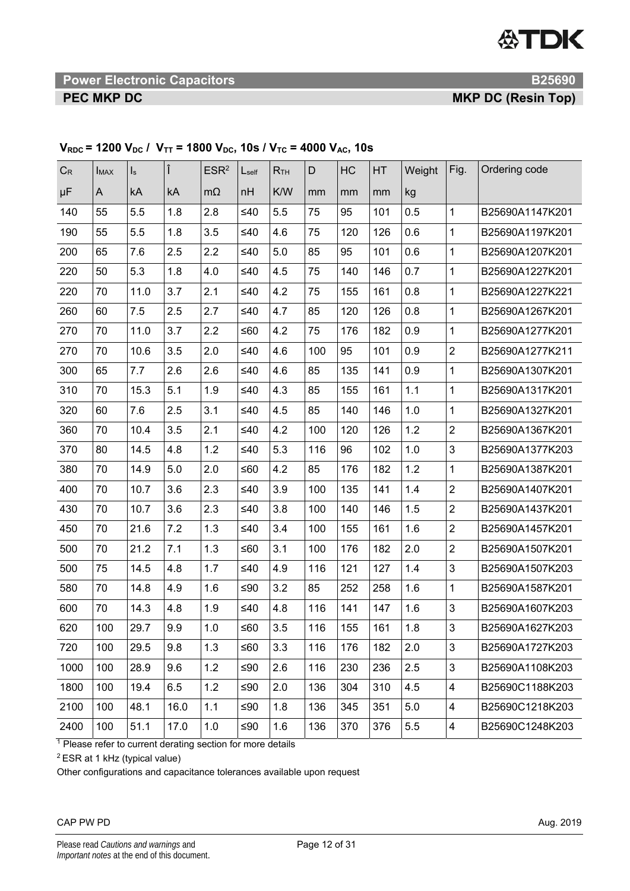## Power Electronic Capacitors — B25690

## PEC MKP DC — MKP DC (Resin Top)

$V_{RDC}$ = 1200 $V_{DC}$ / $V_{TT}$ = 1800 $V_{DC}$, 10s / $V_{TC}$ = 4000 $V_{AC}$, 10s

| $C_R$ | $I_{MAX}$ | $I_s$ | Î | $ESR^2$ | $L_{self}$ | $R_{TH}$ | D | HC | HT | Weight | Fig. | Ordering code |
|---|---|---|---|---|---|---|---|---|---|---|---|---|
| µF | A | kA | kA | mΩ | nH | K/W | mm | mm | mm | kg | | |
| 140 | 55 | 5.5 | 1.8 | 2.8 | ≤40 | 5.5 | 75 | 95 | 101 | 0.5 | 1 | B25690A1147K201 |
| 190 | 55 | 5.5 | 1.8 | 3.5 | ≤40 | 4.6 | 75 | 120 | 126 | 0.6 | 1 | B25690A1197K201 |
| 200 | 65 | 7.6 | 2.5 | 2.2 | ≤40 | 5.0 | 85 | 95 | 101 | 0.6 | 1 | B25690A1207K201 |
| 220 | 50 | 5.3 | 1.8 | 4.0 | ≤40 | 4.5 | 75 | 140 | 146 | 0.7 | 1 | B25690A1227K201 |
| 220 | 70 | 11.0 | 3.7 | 2.1 | ≤40 | 4.2 | 75 | 155 | 161 | 0.8 | 1 | B25690A1227K221 |
| 260 | 60 | 7.5 | 2.5 | 2.7 | ≤40 | 4.7 | 85 | 120 | 126 | 0.8 | 1 | B25690A1267K201 |
| 270 | 70 | 11.0 | 3.7 | 2.2 | ≤60 | 4.2 | 75 | 176 | 182 | 0.9 | 1 | B25690A1277K201 |
| 270 | 70 | 10.6 | 3.5 | 2.0 | ≤40 | 4.6 | 100 | 95 | 101 | 0.9 | 2 | B25690A1277K211 |
| 300 | 65 | 7.7 | 2.6 | 2.6 | ≤40 | 4.6 | 85 | 135 | 141 | 0.9 | 1 | B25690A1307K201 |
| 310 | 70 | 15.3 | 5.1 | 1.9 | ≤40 | 4.3 | 85 | 155 | 161 | 1.1 | 1 | B25690A1317K201 |
| 320 | 60 | 7.6 | 2.5 | 3.1 | ≤40 | 4.5 | 85 | 140 | 146 | 1.0 | 1 | B25690A1327K201 |
| 360 | 70 | 10.4 | 3.5 | 2.1 | ≤40 | 4.2 | 100 | 120 | 126 | 1.2 | 2 | B25690A1367K201 |
| 370 | 80 | 14.5 | 4.8 | 1.2 | ≤40 | 5.3 | 116 | 96 | 102 | 1.0 | 3 | B25690A1377K203 |
| 380 | 70 | 14.9 | 5.0 | 2.0 | ≤60 | 4.2 | 85 | 176 | 182 | 1.2 | 1 | B25690A1387K201 |
| 400 | 70 | 10.7 | 3.6 | 2.3 | ≤40 | 3.9 | 100 | 135 | 141 | 1.4 | 2 | B25690A1407K201 |
| 430 | 70 | 10.7 | 3.6 | 2.3 | ≤40 | 3.8 | 100 | 140 | 146 | 1.5 | 2 | B25690A1437K201 |
| 450 | 70 | 21.6 | 7.2 | 1.3 | ≤40 | 3.4 | 100 | 155 | 161 | 1.6 | 2 | B25690A1457K201 |
| 500 | 70 | 21.2 | 7.1 | 1.3 | ≤60 | 3.1 | 100 | 176 | 182 | 2.0 | 2 | B25690A1507K201 |
| 500 | 75 | 14.5 | 4.8 | 1.7 | ≤40 | 4.9 | 116 | 121 | 127 | 1.4 | 3 | B25690A1507K203 |
| 580 | 70 | 14.8 | 4.9 | 1.6 | ≤90 | 3.2 | 85 | 252 | 258 | 1.6 | 1 | B25690A1587K201 |
| 600 | 70 | 14.3 | 4.8 | 1.9 | ≤40 | 4.8 | 116 | 141 | 147 | 1.6 | 3 | B25690A1607K203 |
| 620 | 100 | 29.7 | 9.9 | 1.0 | ≤60 | 3.5 | 116 | 155 | 161 | 1.8 | 3 | B25690A1627K203 |
| 720 | 100 | 29.5 | 9.8 | 1.3 | ≤60 | 3.3 | 116 | 176 | 182 | 2.0 | 3 | B25690A1727K203 |
| 1000 | 100 | 28.9 | 9.6 | 1.2 | ≤90 | 2.6 | 116 | 230 | 236 | 2.5 | 3 | B25690A1108K203 |
| 1800 | 100 | 19.4 | 6.5 | 1.2 | ≤90 | 2.0 | 136 | 304 | 310 | 4.5 | 4 | B25690C1188K203 |
| 2100 | 100 | 48.1 | 16.0 | 1.1 | ≤90 | 1.8 | 136 | 345 | 351 | 5.0 | 4 | B25690C1218K203 |
| 2400 | 100 | 51.1 | 17.0 | 1.0 | ≤90 | 1.6 | 136 | 370 | 376 | 5.5 | 4 | B25690C1248K203 |

[1] Please refer to current derating section for more details

[2] ESR at 1 kHz (typical value)

Other configurations and capacitance tolerances available upon request

CAP PW PD — Aug. 2019

Please read *Cautions and warnings* and *Important notes* at the end of this document.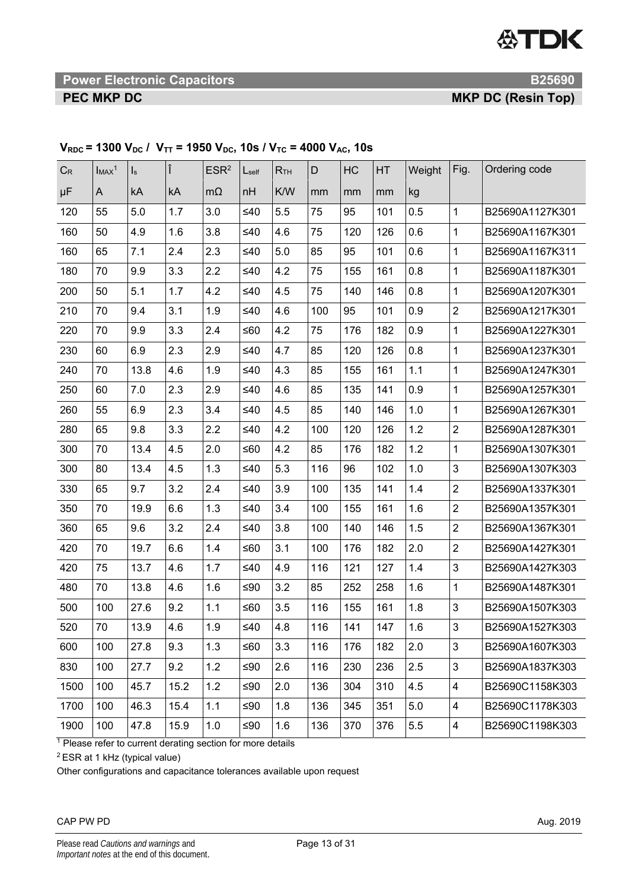## Power Electronic Capacitors — B25690

## PEC MKP DC — MKP DC (Resin Top)

**$V_{RDC}$ = 1300 $V_{DC}$ / $V_{TT}$ = 1950 $V_{DC}$, 10s / $V_{TC}$ = 4000 $V_{AC}$, 10s**

| $C_R$ | $I_{MAX}$[1] | $I_s$ | Î | ESR[2] | $L_{self}$ | $R_{TH}$ | D | HC | HT | Weight | Fig. | Ordering code |
|---|---|---|---|---|---|---|---|---|---|---|---|---|
| μF | A | kA | kA | mΩ | nH | K/W | mm | mm | mm | kg | | |
| 120 | 55 | 5.0 | 1.7 | 3.0 | ≤40 | 5.5 | 75 | 95 | 101 | 0.5 | 1 | B25690A1127K301 |
| 160 | 50 | 4.9 | 1.6 | 3.8 | ≤40 | 4.6 | 75 | 120 | 126 | 0.6 | 1 | B25690A1167K301 |
| 160 | 65 | 7.1 | 2.4 | 2.3 | ≤40 | 5.0 | 85 | 95 | 101 | 0.6 | 1 | B25690A1167K311 |
| 180 | 70 | 9.9 | 3.3 | 2.2 | ≤40 | 4.2 | 75 | 155 | 161 | 0.8 | 1 | B25690A1187K301 |
| 200 | 50 | 5.1 | 1.7 | 4.2 | ≤40 | 4.5 | 75 | 140 | 146 | 0.8 | 1 | B25690A1207K301 |
| 210 | 70 | 9.4 | 3.1 | 1.9 | ≤40 | 4.6 | 100 | 95 | 101 | 0.9 | 2 | B25690A1217K301 |
| 220 | 70 | 9.9 | 3.3 | 2.4 | ≤60 | 4.2 | 75 | 176 | 182 | 0.9 | 1 | B25690A1227K301 |
| 230 | 60 | 6.9 | 2.3 | 2.9 | ≤40 | 4.7 | 85 | 120 | 126 | 0.8 | 1 | B25690A1237K301 |
| 240 | 70 | 13.8 | 4.6 | 1.9 | ≤40 | 4.3 | 85 | 155 | 161 | 1.1 | 1 | B25690A1247K301 |
| 250 | 60 | 7.0 | 2.3 | 2.9 | ≤40 | 4.6 | 85 | 135 | 141 | 0.9 | 1 | B25690A1257K301 |
| 260 | 55 | 6.9 | 2.3 | 3.4 | ≤40 | 4.5 | 85 | 140 | 146 | 1.0 | 1 | B25690A1267K301 |
| 280 | 65 | 9.8 | 3.3 | 2.2 | ≤40 | 4.2 | 100 | 120 | 126 | 1.2 | 2 | B25690A1287K301 |
| 300 | 70 | 13.4 | 4.5 | 2.0 | ≤60 | 4.2 | 85 | 176 | 182 | 1.2 | 1 | B25690A1307K301 |
| 300 | 80 | 13.4 | 4.5 | 1.3 | ≤40 | 5.3 | 116 | 96 | 102 | 1.0 | 3 | B25690A1307K303 |
| 330 | 65 | 9.7 | 3.2 | 2.4 | ≤40 | 3.9 | 100 | 135 | 141 | 1.4 | 2 | B25690A1337K301 |
| 350 | 70 | 19.9 | 6.6 | 1.3 | ≤40 | 3.4 | 100 | 155 | 161 | 1.6 | 2 | B25690A1357K301 |
| 360 | 65 | 9.6 | 3.2 | 2.4 | ≤40 | 3.8 | 100 | 140 | 146 | 1.5 | 2 | B25690A1367K301 |
| 420 | 70 | 19.7 | 6.6 | 1.4 | ≤60 | 3.1 | 100 | 176 | 182 | 2.0 | 2 | B25690A1427K301 |
| 420 | 75 | 13.7 | 4.6 | 1.7 | ≤40 | 4.9 | 116 | 121 | 127 | 1.4 | 3 | B25690A1427K303 |
| 480 | 70 | 13.8 | 4.6 | 1.6 | ≤90 | 3.2 | 85 | 252 | 258 | 1.6 | 1 | B25690A1487K301 |
| 500 | 100 | 27.6 | 9.2 | 1.1 | ≤60 | 3.5 | 116 | 155 | 161 | 1.8 | 3 | B25690A1507K303 |
| 520 | 70 | 13.9 | 4.6 | 1.9 | ≤40 | 4.8 | 116 | 141 | 147 | 1.6 | 3 | B25690A1527K303 |
| 600 | 100 | 27.8 | 9.3 | 1.3 | ≤60 | 3.3 | 116 | 176 | 182 | 2.0 | 3 | B25690A1607K303 |
| 830 | 100 | 27.7 | 9.2 | 1.2 | ≤90 | 2.6 | 116 | 230 | 236 | 2.5 | 3 | B25690A1837K303 |
| 1500 | 100 | 45.7 | 15.2 | 1.2 | ≤90 | 2.0 | 136 | 304 | 310 | 4.5 | 4 | B25690C1158K303 |
| 1700 | 100 | 46.3 | 15.4 | 1.1 | ≤90 | 1.8 | 136 | 345 | 351 | 5.0 | 4 | B25690C1178K303 |
| 1900 | 100 | 47.8 | 15.9 | 1.0 | ≤90 | 1.6 | 136 | 370 | 376 | 5.5 | 4 | B25690C1198K303 |

[1] Please refer to current derating section for more details

[2] ESR at 1 kHz (typical value)

Other configurations and capacitance tolerances available upon request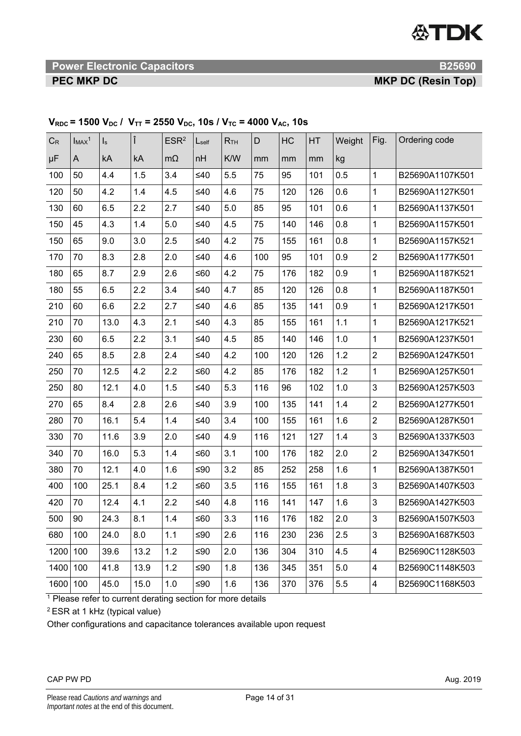**Power Electronic Capacitors** **B25690**

**PEC MKP DC** **MKP DC (Resin Top)**

**$V_{RDC}$ = 1500 $V_{DC}$ / $V_{TT}$ = 2550 $V_{DC}$, 10s / $V_{TC}$ = 4000 $V_{AC}$, 10s**

| $C_R$ | $I_{MAX}$[1] | $I_s$ | Î | ESR[2] | $L_{self}$ | $R_{TH}$ | D | HC | HT | Weight | Fig. | Ordering code |
|---|---|---|---|---|---|---|---|---|---|---|---|---|
| µF | A | kA | kA | mΩ | nH | K/W | mm | mm | mm | kg | | |
| 100 | 50 | 4.4 | 1.5 | 3.4 | ≤40 | 5.5 | 75 | 95 | 101 | 0.5 | 1 | B25690A1107K501 |
| 120 | 50 | 4.2 | 1.4 | 4.5 | ≤40 | 4.6 | 75 | 120 | 126 | 0.6 | 1 | B25690A1127K501 |
| 130 | 60 | 6.5 | 2.2 | 2.7 | ≤40 | 5.0 | 85 | 95 | 101 | 0.6 | 1 | B25690A1137K501 |
| 150 | 45 | 4.3 | 1.4 | 5.0 | ≤40 | 4.5 | 75 | 140 | 146 | 0.8 | 1 | B25690A1157K501 |
| 150 | 65 | 9.0 | 3.0 | 2.5 | ≤40 | 4.2 | 75 | 155 | 161 | 0.8 | 1 | B25690A1157K521 |
| 170 | 70 | 8.3 | 2.8 | 2.0 | ≤40 | 4.6 | 100 | 95 | 101 | 0.9 | 2 | B25690A1177K501 |
| 180 | 65 | 8.7 | 2.9 | 2.6 | ≤60 | 4.2 | 75 | 176 | 182 | 0.9 | 1 | B25690A1187K521 |
| 180 | 55 | 6.5 | 2.2 | 3.4 | ≤40 | 4.7 | 85 | 120 | 126 | 0.8 | 1 | B25690A1187K501 |
| 210 | 60 | 6.6 | 2.2 | 2.7 | ≤40 | 4.6 | 85 | 135 | 141 | 0.9 | 1 | B25690A1217K501 |
| 210 | 70 | 13.0 | 4.3 | 2.1 | ≤40 | 4.3 | 85 | 155 | 161 | 1.1 | 1 | B25690A1217K521 |
| 230 | 60 | 6.5 | 2.2 | 3.1 | ≤40 | 4.5 | 85 | 140 | 146 | 1.0 | 1 | B25690A1237K501 |
| 240 | 65 | 8.5 | 2.8 | 2.4 | ≤40 | 4.2 | 100 | 120 | 126 | 1.2 | 2 | B25690A1247K501 |
| 250 | 70 | 12.5 | 4.2 | 2.2 | ≤60 | 4.2 | 85 | 176 | 182 | 1.2 | 1 | B25690A1257K501 |
| 250 | 80 | 12.1 | 4.0 | 1.5 | ≤40 | 5.3 | 116 | 96 | 102 | 1.0 | 3 | B25690A1257K503 |
| 270 | 65 | 8.4 | 2.8 | 2.6 | ≤40 | 3.9 | 100 | 135 | 141 | 1.4 | 2 | B25690A1277K501 |
| 280 | 70 | 16.1 | 5.4 | 1.4 | ≤40 | 3.4 | 100 | 155 | 161 | 1.6 | 2 | B25690A1287K501 |
| 330 | 70 | 11.6 | 3.9 | 2.0 | ≤40 | 4.9 | 116 | 121 | 127 | 1.4 | 3 | B25690A1337K503 |
| 340 | 70 | 16.0 | 5.3 | 1.4 | ≤60 | 3.1 | 100 | 176 | 182 | 2.0 | 2 | B25690A1347K501 |
| 380 | 70 | 12.1 | 4.0 | 1.6 | ≤90 | 3.2 | 85 | 252 | 258 | 1.6 | 1 | B25690A1387K501 |
| 400 | 100 | 25.1 | 8.4 | 1.2 | ≤60 | 3.5 | 116 | 155 | 161 | 1.8 | 3 | B25690A1407K503 |
| 420 | 70 | 12.4 | 4.1 | 2.2 | ≤40 | 4.8 | 116 | 141 | 147 | 1.6 | 3 | B25690A1427K503 |
| 500 | 90 | 24.3 | 8.1 | 1.4 | ≤60 | 3.3 | 116 | 176 | 182 | 2.0 | 3 | B25690A1507K503 |
| 680 | 100 | 24.0 | 8.0 | 1.1 | ≤90 | 2.6 | 116 | 230 | 236 | 2.5 | 3 | B25690A1687K503 |
| 1200 | 100 | 39.6 | 13.2 | 1.2 | ≤90 | 2.0 | 136 | 304 | 310 | 4.5 | 4 | B25690C1128K503 |
| 1400 | 100 | 41.8 | 13.9 | 1.2 | ≤90 | 1.8 | 136 | 345 | 351 | 5.0 | 4 | B25690C1148K503 |
| 1600 | 100 | 45.0 | 15.0 | 1.0 | ≤90 | 1.6 | 136 | 370 | 376 | 5.5 | 4 | B25690C1168K503 |

[1] Please refer to current derating section for more details

[2] ESR at 1 kHz (typical value)

Other configurations and capacitance tolerances available upon request

CAP PW PD Aug. 2019

Please read *Cautions and warnings* and *Important notes* at the end of this document.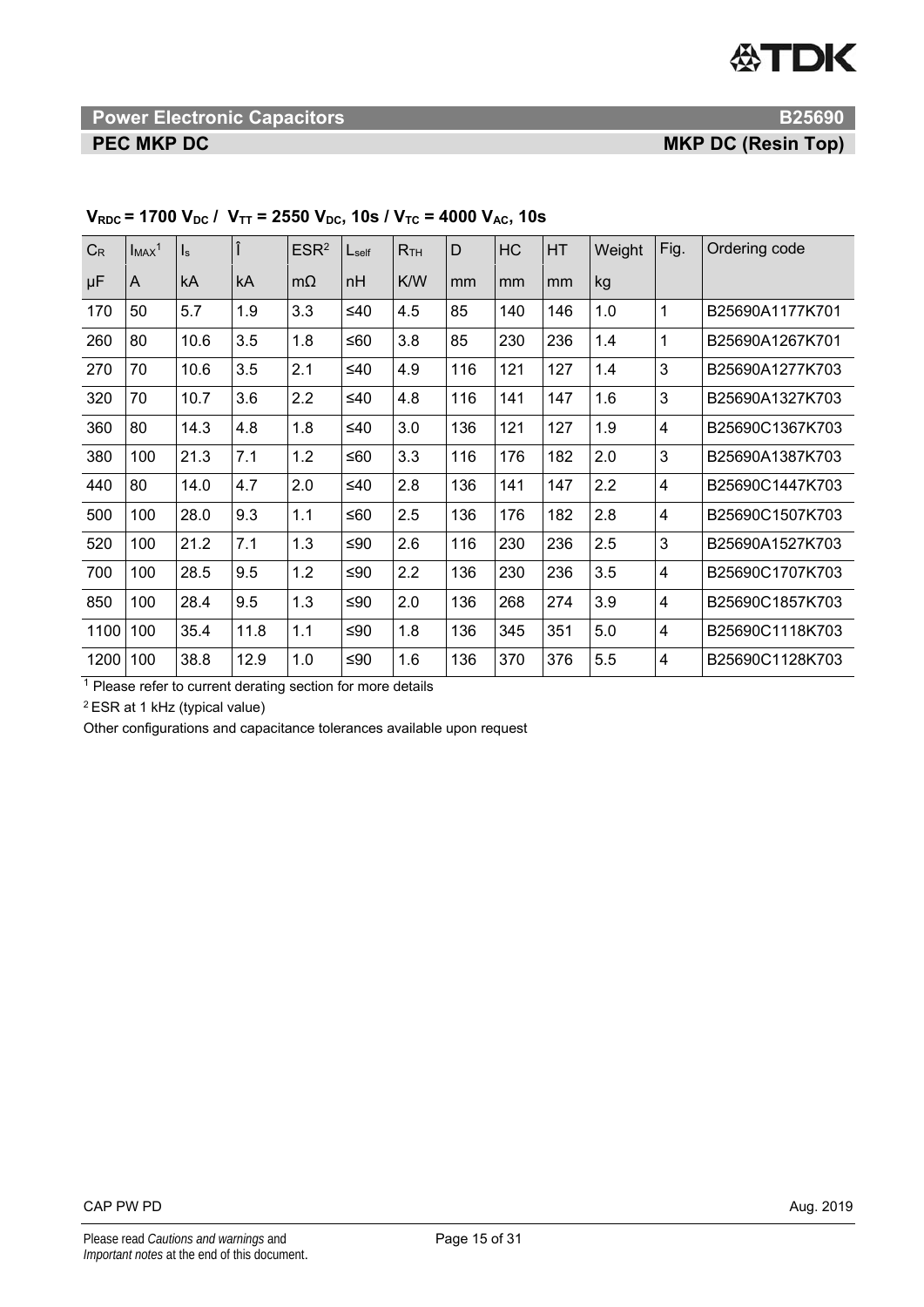**Power Electronic Capacitors** **B25690**

**PEC MKP DC** **MKP DC (Resin Top)**

**$V_{RDC}$ = 1700 $V_{DC}$ / $V_{TT}$ = 2550 $V_{DC}$, 10s / $V_{TC}$ = 4000 $V_{AC}$, 10s**

| $C_R$ | $I_{MAX}$[1] | $I_s$ | Î | ESR[2] | $L_{self}$ | $R_{TH}$ | D | HC | HT | Weight | Fig. | Ordering code |
|---|---|---|---|---|---|---|---|---|---|---|---|---|
| µF | A | kA | kA | mΩ | nH | K/W | mm | mm | mm | kg | | |
| 170 | 50 | 5.7 | 1.9 | 3.3 | ≤40 | 4.5 | 85 | 140 | 146 | 1.0 | 1 | B25690A1177K701 |
| 260 | 80 | 10.6 | 3.5 | 1.8 | ≤60 | 3.8 | 85 | 230 | 236 | 1.4 | 1 | B25690A1267K701 |
| 270 | 70 | 10.6 | 3.5 | 2.1 | ≤40 | 4.9 | 116 | 121 | 127 | 1.4 | 3 | B25690A1277K703 |
| 320 | 70 | 10.7 | 3.6 | 2.2 | ≤40 | 4.8 | 116 | 141 | 147 | 1.6 | 3 | B25690A1327K703 |
| 360 | 80 | 14.3 | 4.8 | 1.8 | ≤40 | 3.0 | 136 | 121 | 127 | 1.9 | 4 | B25690C1367K703 |
| 380 | 100 | 21.3 | 7.1 | 1.2 | ≤60 | 3.3 | 116 | 176 | 182 | 2.0 | 3 | B25690A1387K703 |
| 440 | 80 | 14.0 | 4.7 | 2.0 | ≤40 | 2.8 | 136 | 141 | 147 | 2.2 | 4 | B25690C1447K703 |
| 500 | 100 | 28.0 | 9.3 | 1.1 | ≤60 | 2.5 | 136 | 176 | 182 | 2.8 | 4 | B25690C1507K703 |
| 520 | 100 | 21.2 | 7.1 | 1.3 | ≤90 | 2.6 | 116 | 230 | 236 | 2.5 | 3 | B25690A1527K703 |
| 700 | 100 | 28.5 | 9.5 | 1.2 | ≤90 | 2.2 | 136 | 230 | 236 | 3.5 | 4 | B25690C1707K703 |
| 850 | 100 | 28.4 | 9.5 | 1.3 | ≤90 | 2.0 | 136 | 268 | 274 | 3.9 | 4 | B25690C1857K703 |
| 1100 | 100 | 35.4 | 11.8 | 1.1 | ≤90 | 1.8 | 136 | 345 | 351 | 5.0 | 4 | B25690C1118K703 |
| 1200 | 100 | 38.8 | 12.9 | 1.0 | ≤90 | 1.6 | 136 | 370 | 376 | 5.5 | 4 | B25690C1128K703 |

[1] Please refer to current derating section for more details

[2] ESR at 1 kHz (typical value)

Other configurations and capacitance tolerances available upon request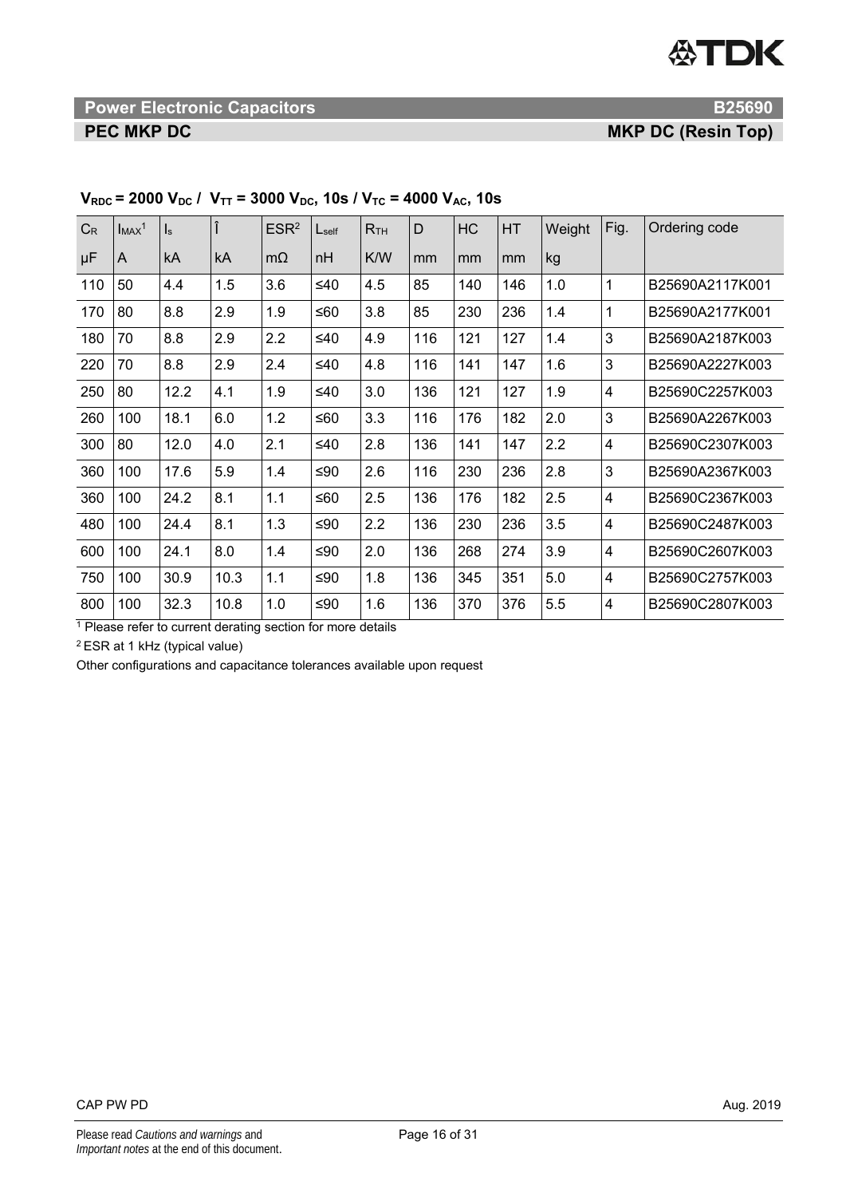**Power Electronic Capacitors** **B25690**

**PEC MKP DC** **MKP DC (Resin Top)**

**$V_{RDC}$ = 2000 $V_{DC}$ / $V_{TT}$ = 3000 $V_{DC}$, 10s / $V_{TC}$ = 4000 $V_{AC}$, 10s**

| $C_R$ | $I_{MAX}$[1] | $I_s$ | Î | ESR[2] | $L_{self}$ | $R_{TH}$ | D | HC | HT | Weight | Fig. | Ordering code |
|---|---|---|---|---|---|---|---|---|---|---|---|---|
| µF | A | kA | kA | mΩ | nH | K/W | mm | mm | mm | kg | | |
| 110 | 50 | 4.4 | 1.5 | 3.6 | ≤40 | 4.5 | 85 | 140 | 146 | 1.0 | 1 | B25690A2117K001 |
| 170 | 80 | 8.8 | 2.9 | 1.9 | ≤60 | 3.8 | 85 | 230 | 236 | 1.4 | 1 | B25690A2177K001 |
| 180 | 70 | 8.8 | 2.9 | 2.2 | ≤40 | 4.9 | 116 | 121 | 127 | 1.4 | 3 | B25690A2187K003 |
| 220 | 70 | 8.8 | 2.9 | 2.4 | ≤40 | 4.8 | 116 | 141 | 147 | 1.6 | 3 | B25690A2227K003 |
| 250 | 80 | 12.2 | 4.1 | 1.9 | ≤40 | 3.0 | 136 | 121 | 127 | 1.9 | 4 | B25690C2257K003 |
| 260 | 100 | 18.1 | 6.0 | 1.2 | ≤60 | 3.3 | 116 | 176 | 182 | 2.0 | 3 | B25690A2267K003 |
| 300 | 80 | 12.0 | 4.0 | 2.1 | ≤40 | 2.8 | 136 | 141 | 147 | 2.2 | 4 | B25690C2307K003 |
| 360 | 100 | 17.6 | 5.9 | 1.4 | ≤90 | 2.6 | 116 | 230 | 236 | 2.8 | 3 | B25690A2367K003 |
| 360 | 100 | 24.2 | 8.1 | 1.1 | ≤60 | 2.5 | 136 | 176 | 182 | 2.5 | 4 | B25690C2367K003 |
| 480 | 100 | 24.4 | 8.1 | 1.3 | ≤90 | 2.2 | 136 | 230 | 236 | 3.5 | 4 | B25690C2487K003 |
| 600 | 100 | 24.1 | 8.0 | 1.4 | ≤90 | 2.0 | 136 | 268 | 274 | 3.9 | 4 | B25690C2607K003 |
| 750 | 100 | 30.9 | 10.3 | 1.1 | ≤90 | 1.8 | 136 | 345 | 351 | 5.0 | 4 | B25690C2757K003 |
| 800 | 100 | 32.3 | 10.8 | 1.0 | ≤90 | 1.6 | 136 | 370 | 376 | 5.5 | 4 | B25690C2807K003 |

[1] Please refer to current derating section for more details

[2] ESR at 1 kHz (typical value)

Other configurations and capacitance tolerances available upon request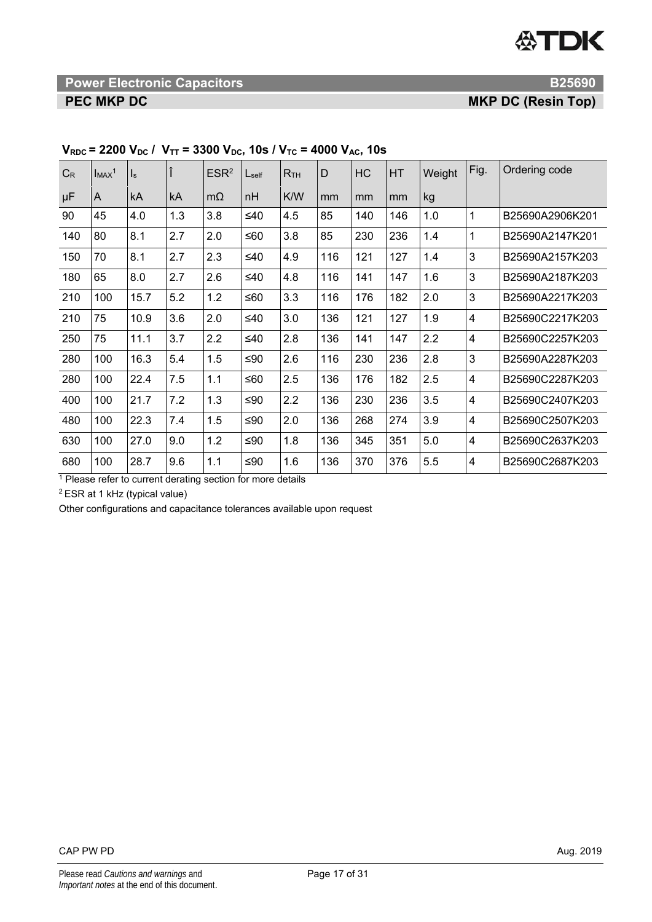**Power Electronic Capacitors** **B25690**

**PEC MKP DC** **MKP DC (Resin Top)**

**$V_{RDC}$ = 2200 $V_{DC}$ / $V_{TT}$ = 3300 $V_{DC}$, 10s / $V_{TC}$ = 4000 $V_{AC}$, 10s**

| $C_R$ | $I_{MAX}$[1] | $I_s$ | Î | ESR[2] | $L_{self}$ | $R_{TH}$ | D | HC | HT | Weight | Fig. | Ordering code |
|---|---|---|---|---|---|---|---|---|---|---|---|---|
| μF | A | kA | kA | mΩ | nH | K/W | mm | mm | mm | kg | | |
| 90 | 45 | 4.0 | 1.3 | 3.8 | ≤40 | 4.5 | 85 | 140 | 146 | 1.0 | 1 | B25690A2906K201 |
| 140 | 80 | 8.1 | 2.7 | 2.0 | ≤60 | 3.8 | 85 | 230 | 236 | 1.4 | 1 | B25690A2147K201 |
| 150 | 70 | 8.1 | 2.7 | 2.3 | ≤40 | 4.9 | 116 | 121 | 127 | 1.4 | 3 | B25690A2157K203 |
| 180 | 65 | 8.0 | 2.7 | 2.6 | ≤40 | 4.8 | 116 | 141 | 147 | 1.6 | 3 | B25690A2187K203 |
| 210 | 100 | 15.7 | 5.2 | 1.2 | ≤60 | 3.3 | 116 | 176 | 182 | 2.0 | 3 | B25690A2217K203 |
| 210 | 75 | 10.9 | 3.6 | 2.0 | ≤40 | 3.0 | 136 | 121 | 127 | 1.9 | 4 | B25690C2217K203 |
| 250 | 75 | 11.1 | 3.7 | 2.2 | ≤40 | 2.8 | 136 | 141 | 147 | 2.2 | 4 | B25690C2257K203 |
| 280 | 100 | 16.3 | 5.4 | 1.5 | ≤90 | 2.6 | 116 | 230 | 236 | 2.8 | 3 | B25690A2287K203 |
| 280 | 100 | 22.4 | 7.5 | 1.1 | ≤60 | 2.5 | 136 | 176 | 182 | 2.5 | 4 | B25690C2287K203 |
| 400 | 100 | 21.7 | 7.2 | 1.3 | ≤90 | 2.2 | 136 | 230 | 236 | 3.5 | 4 | B25690C2407K203 |
| 480 | 100 | 22.3 | 7.4 | 1.5 | ≤90 | 2.0 | 136 | 268 | 274 | 3.9 | 4 | B25690C2507K203 |
| 630 | 100 | 27.0 | 9.0 | 1.2 | ≤90 | 1.8 | 136 | 345 | 351 | 5.0 | 4 | B25690C2637K203 |
| 680 | 100 | 28.7 | 9.6 | 1.1 | ≤90 | 1.6 | 136 | 370 | 376 | 5.5 | 4 | B25690C2687K203 |

[1] Please refer to current derating section for more details

[2] ESR at 1 kHz (typical value)

Other configurations and capacitance tolerances available upon request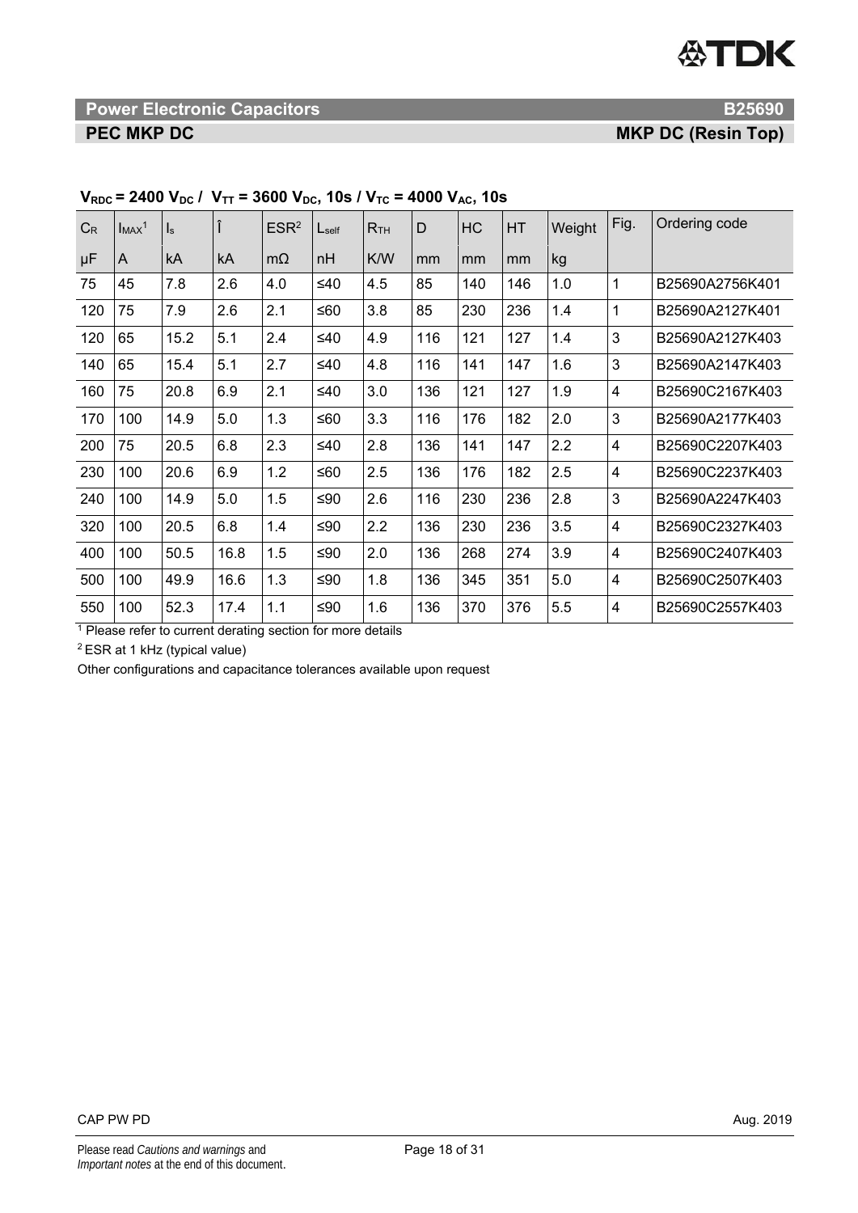## Power Electronic Capacitors B25690

### PEC MKP DC — MKP DC (Resin Top)

**$V_{RDC}$ = 2400 $V_{DC}$ / $V_{TT}$ = 3600 $V_{DC}$, 10s / $V_{TC}$ = 4000 $V_{AC}$, 10s**

| $C_R$ | $I_{MAX}$[1] | $I_s$ | Î | ESR[2] | $L_{self}$ | $R_{TH}$ | D | HC | HT | Weight | Fig. | Ordering code |
|---|---|---|---|---|---|---|---|---|---|---|---|---|
| μF | A | kA | kA | mΩ | nH | K/W | mm | mm | mm | kg | | |
| 75 | 45 | 7.8 | 2.6 | 4.0 | ≤40 | 4.5 | 85 | 140 | 146 | 1.0 | 1 | B25690A2756K401 |
| 120 | 75 | 7.9 | 2.6 | 2.1 | ≤60 | 3.8 | 85 | 230 | 236 | 1.4 | 1 | B25690A2127K401 |
| 120 | 65 | 15.2 | 5.1 | 2.4 | ≤40 | 4.9 | 116 | 121 | 127 | 1.4 | 3 | B25690A2127K403 |
| 140 | 65 | 15.4 | 5.1 | 2.7 | ≤40 | 4.8 | 116 | 141 | 147 | 1.6 | 3 | B25690A2147K403 |
| 160 | 75 | 20.8 | 6.9 | 2.1 | ≤40 | 3.0 | 136 | 121 | 127 | 1.9 | 4 | B25690C2167K403 |
| 170 | 100 | 14.9 | 5.0 | 1.3 | ≤60 | 3.3 | 116 | 176 | 182 | 2.0 | 3 | B25690A2177K403 |
| 200 | 75 | 20.5 | 6.8 | 2.3 | ≤40 | 2.8 | 136 | 141 | 147 | 2.2 | 4 | B25690C2207K403 |
| 230 | 100 | 20.6 | 6.9 | 1.2 | ≤60 | 2.5 | 136 | 176 | 182 | 2.5 | 4 | B25690C2237K403 |
| 240 | 100 | 14.9 | 5.0 | 1.5 | ≤90 | 2.6 | 116 | 230 | 236 | 2.8 | 3 | B25690A2247K403 |
| 320 | 100 | 20.5 | 6.8 | 1.4 | ≤90 | 2.2 | 136 | 230 | 236 | 3.5 | 4 | B25690C2327K403 |
| 400 | 100 | 50.5 | 16.8 | 1.5 | ≤90 | 2.0 | 136 | 268 | 274 | 3.9 | 4 | B25690C2407K403 |
| 500 | 100 | 49.9 | 16.6 | 1.3 | ≤90 | 1.8 | 136 | 345 | 351 | 5.0 | 4 | B25690C2507K403 |
| 550 | 100 | 52.3 | 17.4 | 1.1 | ≤90 | 1.6 | 136 | 370 | 376 | 5.5 | 4 | B25690C2557K403 |

[1] Please refer to current derating section for more details

[2] ESR at 1 kHz (typical value)

Other configurations and capacitance tolerances available upon request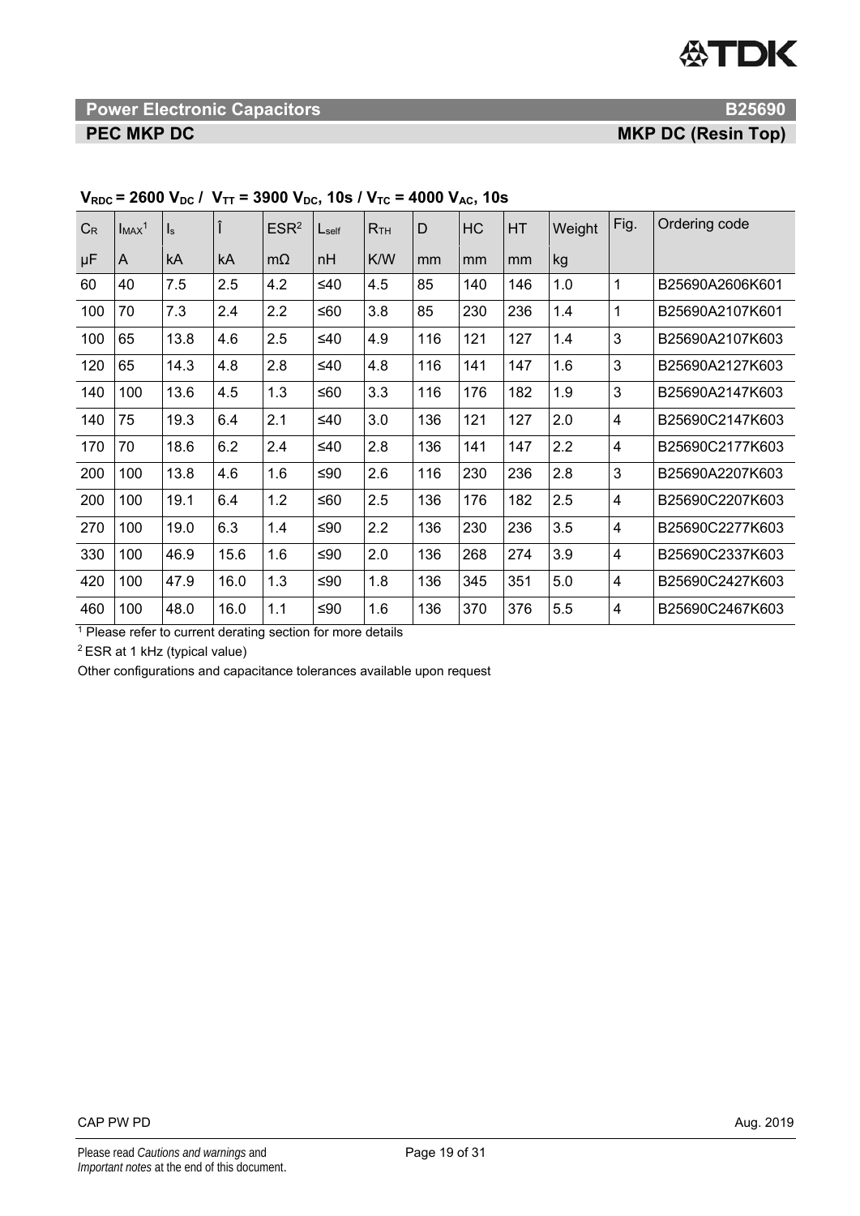## Power Electronic Capacitors — B25690

### PEC MKP DC — MKP DC (Resin Top)

**$V_{RDC}$ = 2600 $V_{DC}$ / $V_{TT}$ = 3900 $V_{DC}$, 10s / $V_{TC}$ = 4000 $V_{AC}$, 10s**

| $C_R$ | $I_{MAX}$[1] | $I_s$ | Î | ESR[2] | $L_{self}$ | $R_{TH}$ | D | HC | HT | Weight | Fig. | Ordering code |
|---|---|---|---|---|---|---|---|---|---|---|---|---|
| µF | A | kA | kA | mΩ | nH | K/W | mm | mm | mm | kg | | |
| 60 | 40 | 7.5 | 2.5 | 4.2 | ≤40 | 4.5 | 85 | 140 | 146 | 1.0 | 1 | B25690A2606K601 |
| 100 | 70 | 7.3 | 2.4 | 2.2 | ≤60 | 3.8 | 85 | 230 | 236 | 1.4 | 1 | B25690A2107K601 |
| 100 | 65 | 13.8 | 4.6 | 2.5 | ≤40 | 4.9 | 116 | 121 | 127 | 1.4 | 3 | B25690A2107K603 |
| 120 | 65 | 14.3 | 4.8 | 2.8 | ≤40 | 4.8 | 116 | 141 | 147 | 1.6 | 3 | B25690A2127K603 |
| 140 | 100 | 13.6 | 4.5 | 1.3 | ≤60 | 3.3 | 116 | 176 | 182 | 1.9 | 3 | B25690A2147K603 |
| 140 | 75 | 19.3 | 6.4 | 2.1 | ≤40 | 3.0 | 136 | 121 | 127 | 2.0 | 4 | B25690C2147K603 |
| 170 | 70 | 18.6 | 6.2 | 2.4 | ≤40 | 2.8 | 136 | 141 | 147 | 2.2 | 4 | B25690C2177K603 |
| 200 | 100 | 13.8 | 4.6 | 1.6 | ≤90 | 2.6 | 116 | 230 | 236 | 2.8 | 3 | B25690A2207K603 |
| 200 | 100 | 19.1 | 6.4 | 1.2 | ≤60 | 2.5 | 136 | 176 | 182 | 2.5 | 4 | B25690C2207K603 |
| 270 | 100 | 19.0 | 6.3 | 1.4 | ≤90 | 2.2 | 136 | 230 | 236 | 3.5 | 4 | B25690C2277K603 |
| 330 | 100 | 46.9 | 15.6 | 1.6 | ≤90 | 2.0 | 136 | 268 | 274 | 3.9 | 4 | B25690C2337K603 |
| 420 | 100 | 47.9 | 16.0 | 1.3 | ≤90 | 1.8 | 136 | 345 | 351 | 5.0 | 4 | B25690C2427K603 |
| 460 | 100 | 48.0 | 16.0 | 1.1 | ≤90 | 1.6 | 136 | 370 | 376 | 5.5 | 4 | B25690C2467K603 |

[1] Please refer to current derating section for more details

[2] ESR at 1 kHz (typical value)

Other configurations and capacitance tolerances available upon request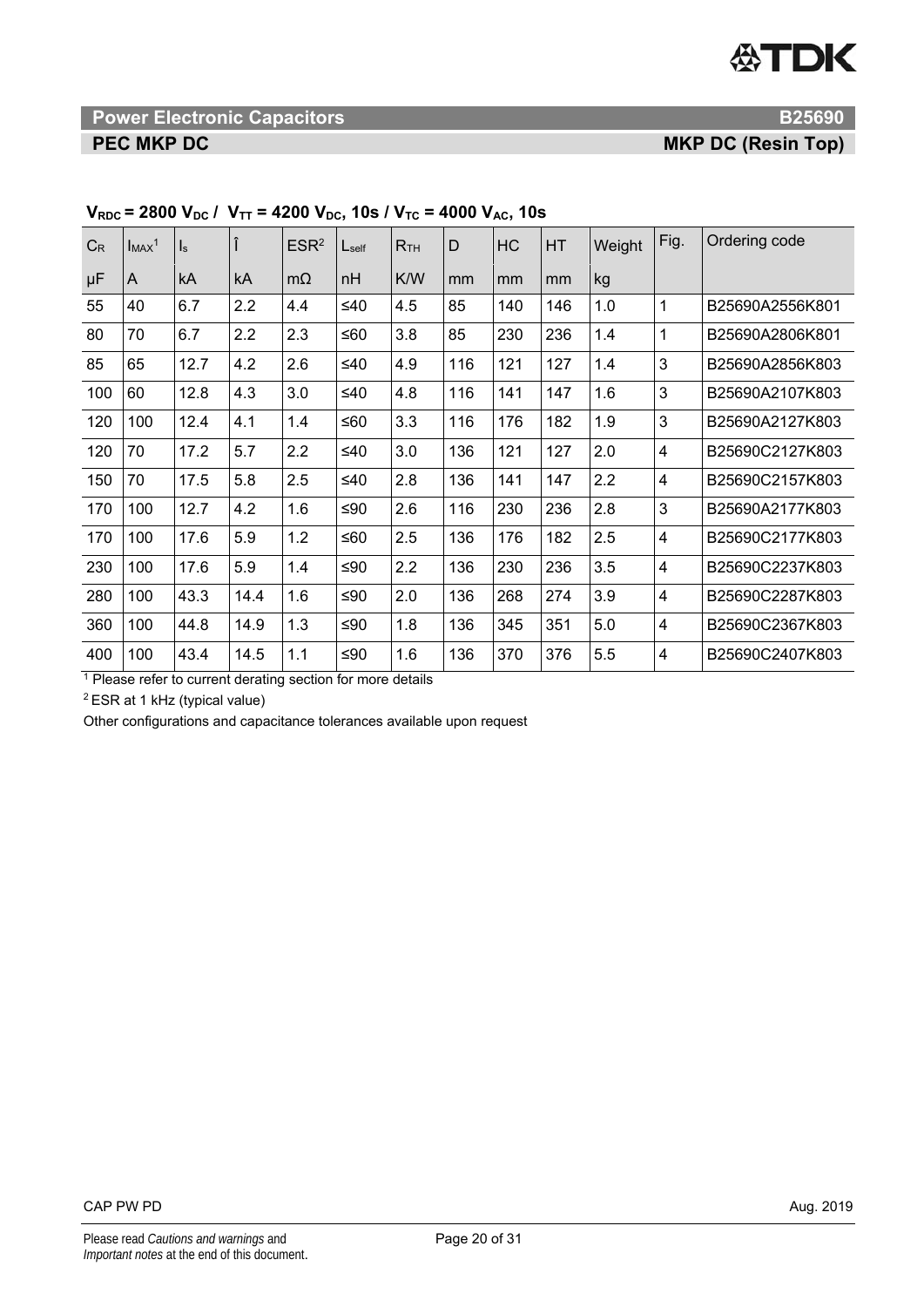**Power Electronic Capacitors** **B25690**

**PEC MKP DC** **MKP DC (Resin Top)**

**$V_{RDC}$ = 2800 $V_{DC}$ / $V_{TT}$ = 4200 $V_{DC}$, 10s / $V_{TC}$ = 4000 $V_{AC}$, 10s**

| $C_R$ | $I_{MAX}$[1] | $I_s$ | Î | ESR[2] | $L_{self}$ | $R_{TH}$ | D | HC | HT | Weight | Fig. | Ordering code |
|---|---|---|---|---|---|---|---|---|---|---|---|---|
| μF | A | kA | kA | mΩ | nH | K/W | mm | mm | mm | kg | | |
| 55 | 40 | 6.7 | 2.2 | 4.4 | ≤40 | 4.5 | 85 | 140 | 146 | 1.0 | 1 | B25690A2556K801 |
| 80 | 70 | 6.7 | 2.2 | 2.3 | ≤60 | 3.8 | 85 | 230 | 236 | 1.4 | 1 | B25690A2806K801 |
| 85 | 65 | 12.7 | 4.2 | 2.6 | ≤40 | 4.9 | 116 | 121 | 127 | 1.4 | 3 | B25690A2856K803 |
| 100 | 60 | 12.8 | 4.3 | 3.0 | ≤40 | 4.8 | 116 | 141 | 147 | 1.6 | 3 | B25690A2107K803 |
| 120 | 100 | 12.4 | 4.1 | 1.4 | ≤60 | 3.3 | 116 | 176 | 182 | 1.9 | 3 | B25690A2127K803 |
| 120 | 70 | 17.2 | 5.7 | 2.2 | ≤40 | 3.0 | 136 | 121 | 127 | 2.0 | 4 | B25690C2127K803 |
| 150 | 70 | 17.5 | 5.8 | 2.5 | ≤40 | 2.8 | 136 | 141 | 147 | 2.2 | 4 | B25690C2157K803 |
| 170 | 100 | 12.7 | 4.2 | 1.6 | ≤90 | 2.6 | 116 | 230 | 236 | 2.8 | 3 | B25690A2177K803 |
| 170 | 100 | 17.6 | 5.9 | 1.2 | ≤60 | 2.5 | 136 | 176 | 182 | 2.5 | 4 | B25690C2177K803 |
| 230 | 100 | 17.6 | 5.9 | 1.4 | ≤90 | 2.2 | 136 | 230 | 236 | 3.5 | 4 | B25690C2237K803 |
| 280 | 100 | 43.3 | 14.4 | 1.6 | ≤90 | 2.0 | 136 | 268 | 274 | 3.9 | 4 | B25690C2287K803 |
| 360 | 100 | 44.8 | 14.9 | 1.3 | ≤90 | 1.8 | 136 | 345 | 351 | 5.0 | 4 | B25690C2367K803 |
| 400 | 100 | 43.4 | 14.5 | 1.1 | ≤90 | 1.6 | 136 | 370 | 376 | 5.5 | 4 | B25690C2407K803 |

[1] Please refer to current derating section for more details

[2] ESR at 1 kHz (typical value)

Other configurations and capacitance tolerances available upon request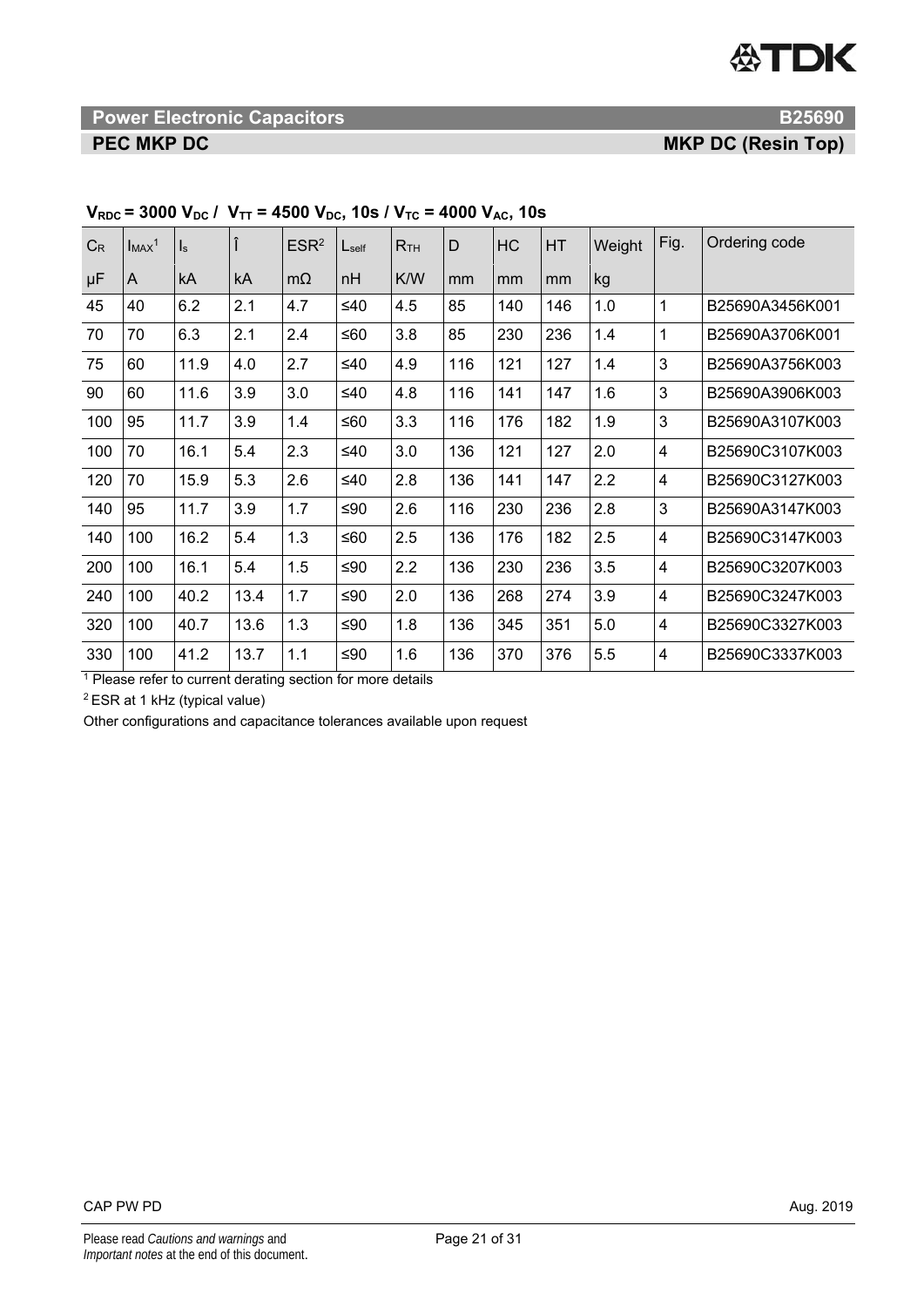**Power Electronic Capacitors** **B25690**

**PEC MKP DC** **MKP DC (Resin Top)**

### $V_{RDC}$ = 3000 $V_{DC}$ / $V_{TT}$ = 4500 $V_{DC}$, 10s / $V_{TC}$ = 4000 $V_{AC}$, 10s

| $C_R$ | $I_{MAX}$[1] | $I_s$ | Î | ESR[2] | $L_{self}$ | $R_{TH}$ | D | HC | HT | Weight | Fig. | Ordering code |
|---|---|---|---|---|---|---|---|---|---|---|---|---|
| µF | A | kA | kA | mΩ | nH | K/W | mm | mm | mm | kg | | |
| 45 | 40 | 6.2 | 2.1 | 4.7 | ≤40 | 4.5 | 85 | 140 | 146 | 1.0 | 1 | B25690A3456K001 |
| 70 | 70 | 6.3 | 2.1 | 2.4 | ≤60 | 3.8 | 85 | 230 | 236 | 1.4 | 1 | B25690A3706K001 |
| 75 | 60 | 11.9 | 4.0 | 2.7 | ≤40 | 4.9 | 116 | 121 | 127 | 1.4 | 3 | B25690A3756K003 |
| 90 | 60 | 11.6 | 3.9 | 3.0 | ≤40 | 4.8 | 116 | 141 | 147 | 1.6 | 3 | B25690A3906K003 |
| 100 | 95 | 11.7 | 3.9 | 1.4 | ≤60 | 3.3 | 116 | 176 | 182 | 1.9 | 3 | B25690A3107K003 |
| 100 | 70 | 16.1 | 5.4 | 2.3 | ≤40 | 3.0 | 136 | 121 | 127 | 2.0 | 4 | B25690C3107K003 |
| 120 | 70 | 15.9 | 5.3 | 2.6 | ≤40 | 2.8 | 136 | 141 | 147 | 2.2 | 4 | B25690C3127K003 |
| 140 | 95 | 11.7 | 3.9 | 1.7 | ≤90 | 2.6 | 116 | 230 | 236 | 2.8 | 3 | B25690A3147K003 |
| 140 | 100 | 16.2 | 5.4 | 1.3 | ≤60 | 2.5 | 136 | 176 | 182 | 2.5 | 4 | B25690C3147K003 |
| 200 | 100 | 16.1 | 5.4 | 1.5 | ≤90 | 2.2 | 136 | 230 | 236 | 3.5 | 4 | B25690C3207K003 |
| 240 | 100 | 40.2 | 13.4 | 1.7 | ≤90 | 2.0 | 136 | 268 | 274 | 3.9 | 4 | B25690C3247K003 |
| 320 | 100 | 40.7 | 13.6 | 1.3 | ≤90 | 1.8 | 136 | 345 | 351 | 5.0 | 4 | B25690C3327K003 |
| 330 | 100 | 41.2 | 13.7 | 1.1 | ≤90 | 1.6 | 136 | 370 | 376 | 5.5 | 4 | B25690C3337K003 |

[1] Please refer to current derating section for more details

[2] ESR at 1 kHz (typical value)

Other configurations and capacitance tolerances available upon request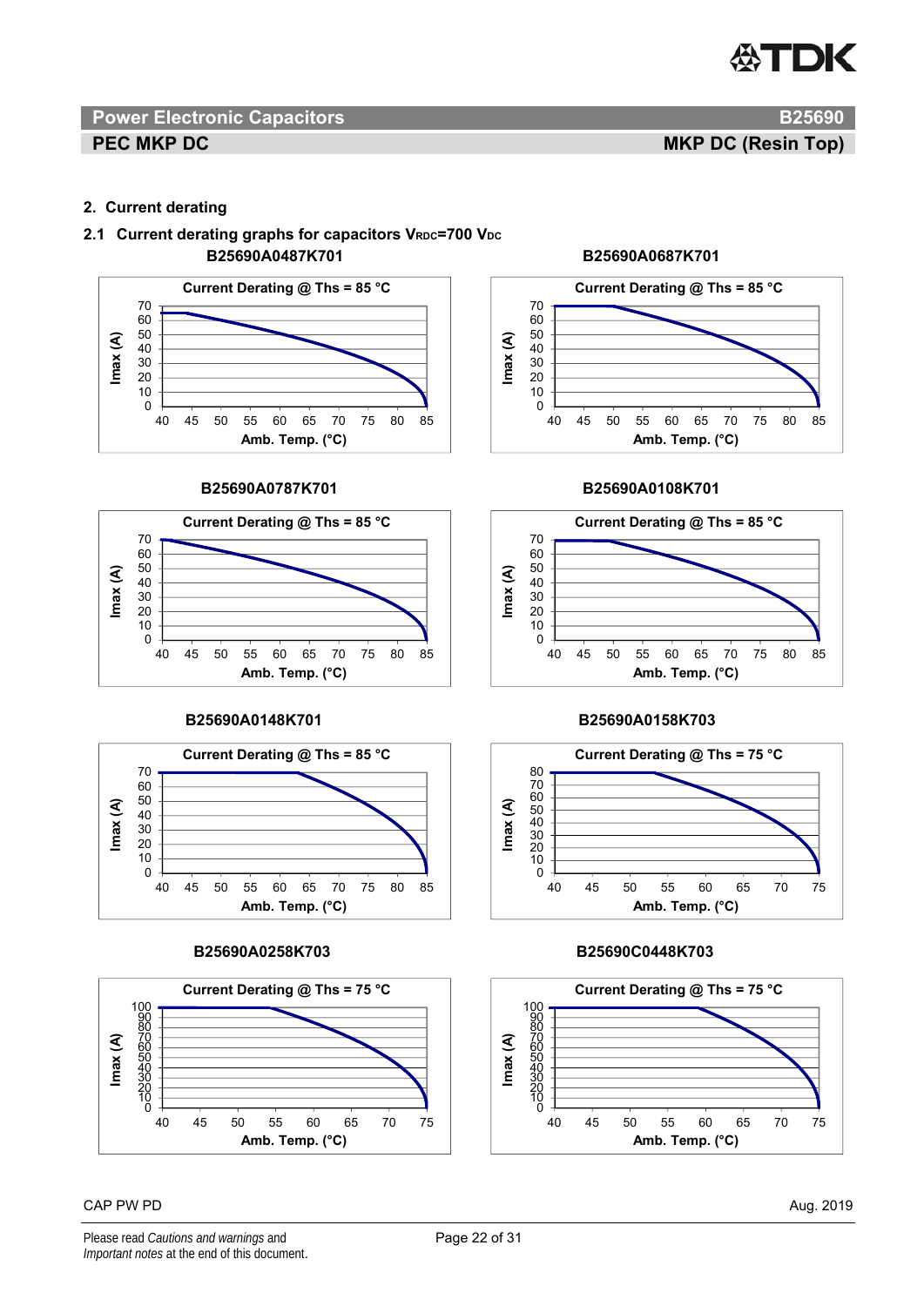## 2. Current derating

### 2.1 Current derating graphs for capacitors $V_{RDC}$=700 $V_{DC}$

**B25690A0487K701**

Current Derating @ Ths = 85 °C

Imax (A)

Amb. Temp. (°C)

**B25690A0687K701**

Current Derating @ Ths = 85 °C

Imax (A)

Amb. Temp. (°C)

**B25690A0787K701**

Current Derating @ Ths = 85 °C

Imax (A)

Amb. Temp. (°C)

**B25690A0108K701**

Current Derating @ Ths = 85 °C

Imax (A)

Amb. Temp. (°C)

**B25690A0148K701**

Current Derating @ Ths = 85 °C

Imax (A)

Amb. Temp. (°C)

**B25690A0158K703**

Current Derating @ Ths = 75 °C

Imax (A)

Amb. Temp. (°C)

**B25690A0258K703**

Current Derating @ Ths = 75 °C

Imax (A)

Amb. Temp. (°C)

**B25690C0448K703**

Current Derating @ Ths = 75 °C

Imax (A)

Amb. Temp. (°C)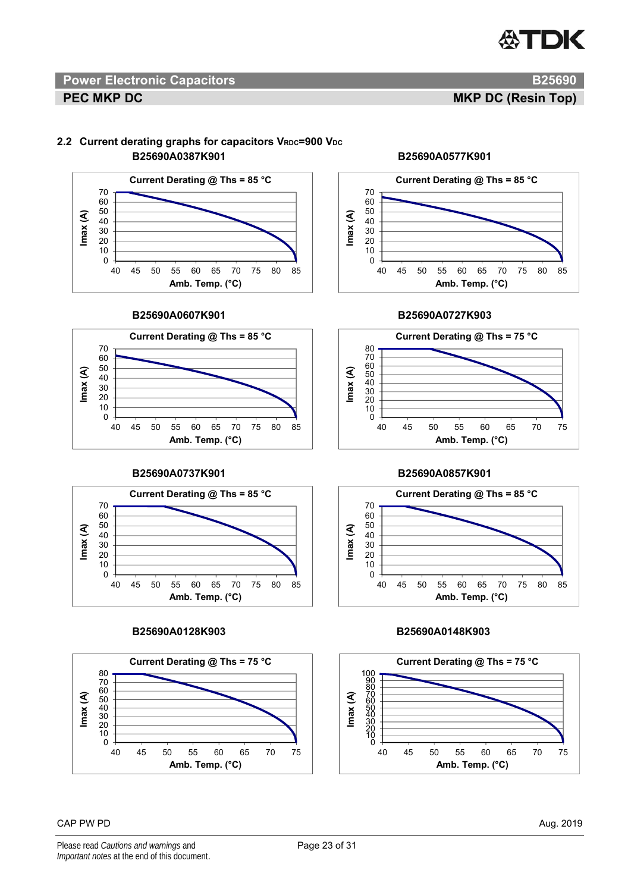## 2.2 Current derating graphs for capacitors $V_{RDC}$=900 $V_{DC}$

**B25690A0387K901**

Current Derating @ Ths = 85 °C

Imax (A) vs. Amb. Temp. (°C)

**B25690A0577K901**

Current Derating @ Ths = 85 °C

Imax (A) vs. Amb. Temp. (°C)

**B25690A0607K901**

Current Derating @ Ths = 85 °C

Imax (A) vs. Amb. Temp. (°C)

**B25690A0727K903**

Current Derating @ Ths = 75 °C

Imax (A) vs. Amb. Temp. (°C)

**B25690A0737K901**

Current Derating @ Ths = 85 °C

Imax (A) vs. Amb. Temp. (°C)

**B25690A0857K901**

Current Derating @ Ths = 85 °C

Imax (A) vs. Amb. Temp. (°C)

**B25690A0128K903**

Current Derating @ Ths = 75 °C

Imax (A) vs. Amb. Temp. (°C)

**B25690A0148K903**

Current Derating @ Ths = 75 °C

Imax (A) vs. Amb. Temp. (°C)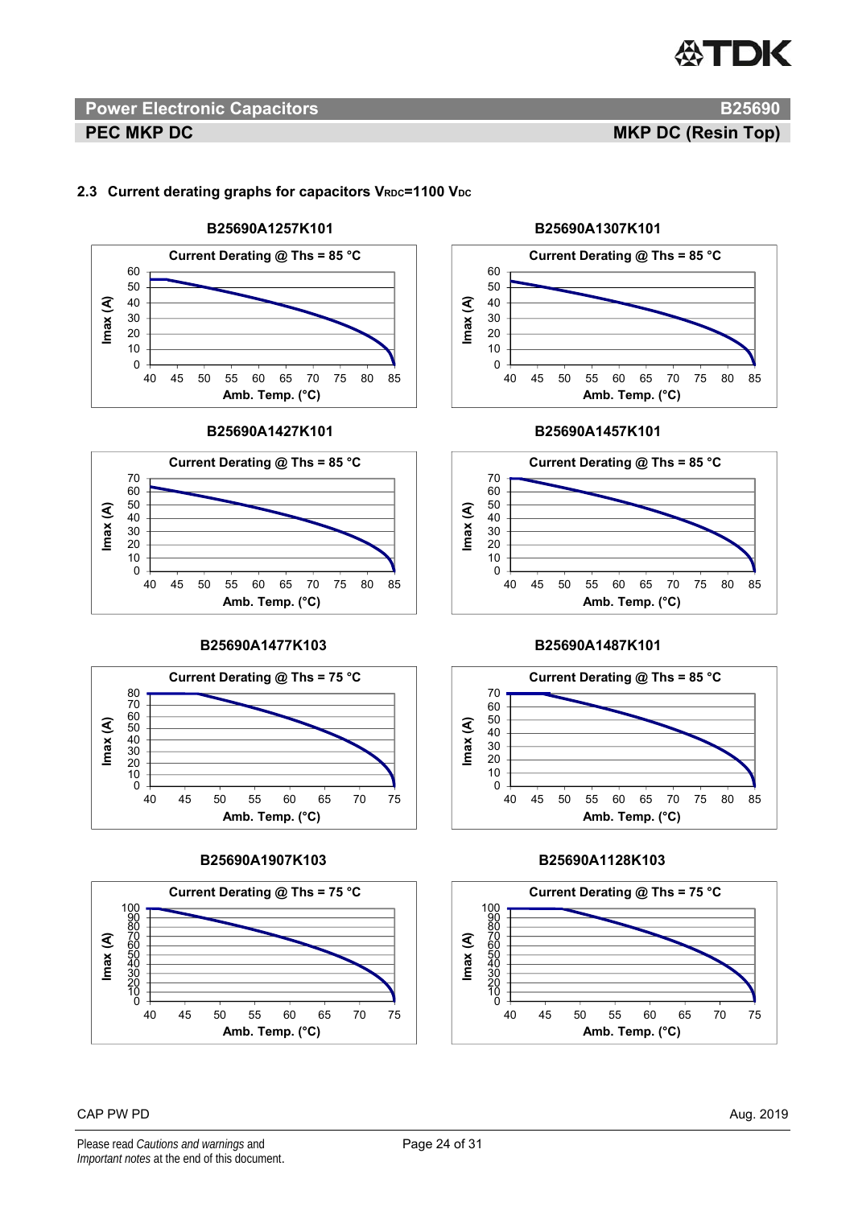## 2.3 Current derating graphs for capacitors $V_{RDC}$=1100 $V_{DC}$

**B25690A1257K101**

Current Derating @ Ths = 85 °C

Imax (A) vs. Amb. Temp. (°C)

**B25690A1307K101**

Current Derating @ Ths = 85 °C

Imax (A) vs. Amb. Temp. (°C)

**B25690A1427K101**

Current Derating @ Ths = 85 °C

Imax (A) vs. Amb. Temp. (°C)

**B25690A1457K101**

Current Derating @ Ths = 85 °C

Imax (A) vs. Amb. Temp. (°C)

**B25690A1477K103**

Current Derating @ Ths = 75 °C

Imax (A) vs. Amb. Temp. (°C)

**B25690A1487K101**

Current Derating @ Ths = 85 °C

Imax (A) vs. Amb. Temp. (°C)

**B25690A1907K103**

Current Derating @ Ths = 75 °C

Imax (A) vs. Amb. Temp. (°C)

**B25690A1128K103**

Current Derating @ Ths = 75 °C

Imax (A) vs. Amb. Temp. (°C)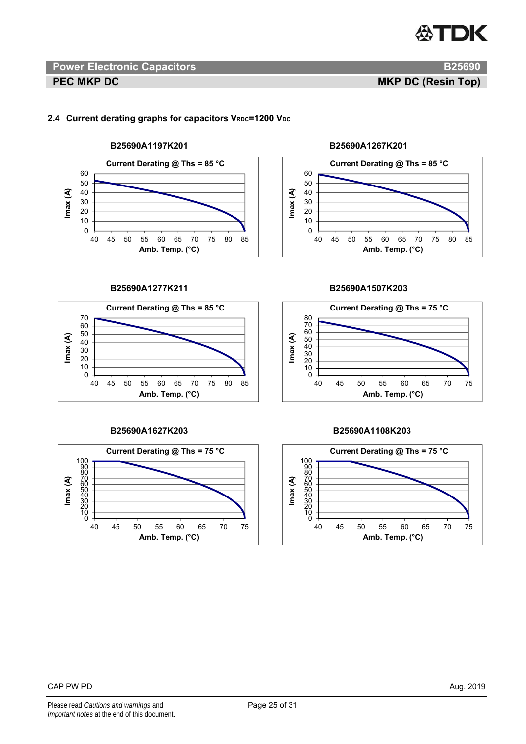## 2.4 Current derating graphs for capacitors $V_{RDC}$=1200 $V_{DC}$

**B25690A1197K201**

Current Derating @ Ths = 85 °C

**B25690A1267K201**

Current Derating @ Ths = 85 °C

**B25690A1277K211**

Current Derating @ Ths = 85 °C

**B25690A1507K203**

Current Derating @ Ths = 75 °C

**B25690A1627K203**

Current Derating @ Ths = 75 °C

**B25690A1108K203**

Current Derating @ Ths = 75 °C

CAP PW PD

Aug. 2019

Please read *Cautions and warnings* and *Important notes* at the end of this document.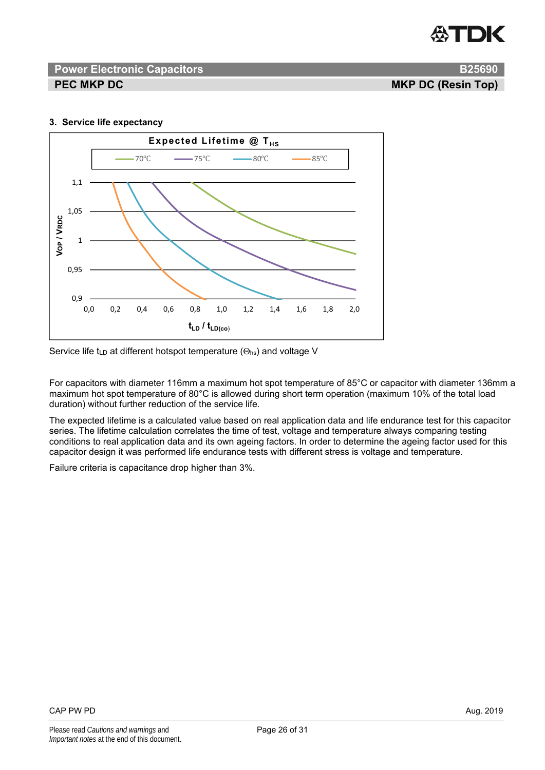### 3. Service life expectancy

**Expected Lifetime @ $T_{HS}$**

Legend: 70°C, 75°C, 80°C, 85°C

Y-axis: $V_{OP}$ / $V_{RDC}$ (0,9 – 1,1)

X-axis: $t_{LD}$ / $t_{LD(co)}$ (0,0 – 2,0)

Service life $t_{LD}$ at different hotspot temperature ($\Theta_{hs}$) and voltage V

For capacitors with diameter 116mm a maximum hot spot temperature of 85°C or capacitor with diameter 136mm a maximum hot spot temperature of 80°C is allowed during short term operation (maximum 10% of the total load duration) without further reduction of the service life.

The expected lifetime is a calculated value based on real application data and life endurance test for this capacitor series. The lifetime calculation correlates the time of test, voltage and temperature always comparing testing conditions to real application data and its own ageing factors. In order to determine the ageing factor used for this capacitor design it was performed life endurance tests with different stress is voltage and temperature.

Failure criteria is capacitance drop higher than 3%.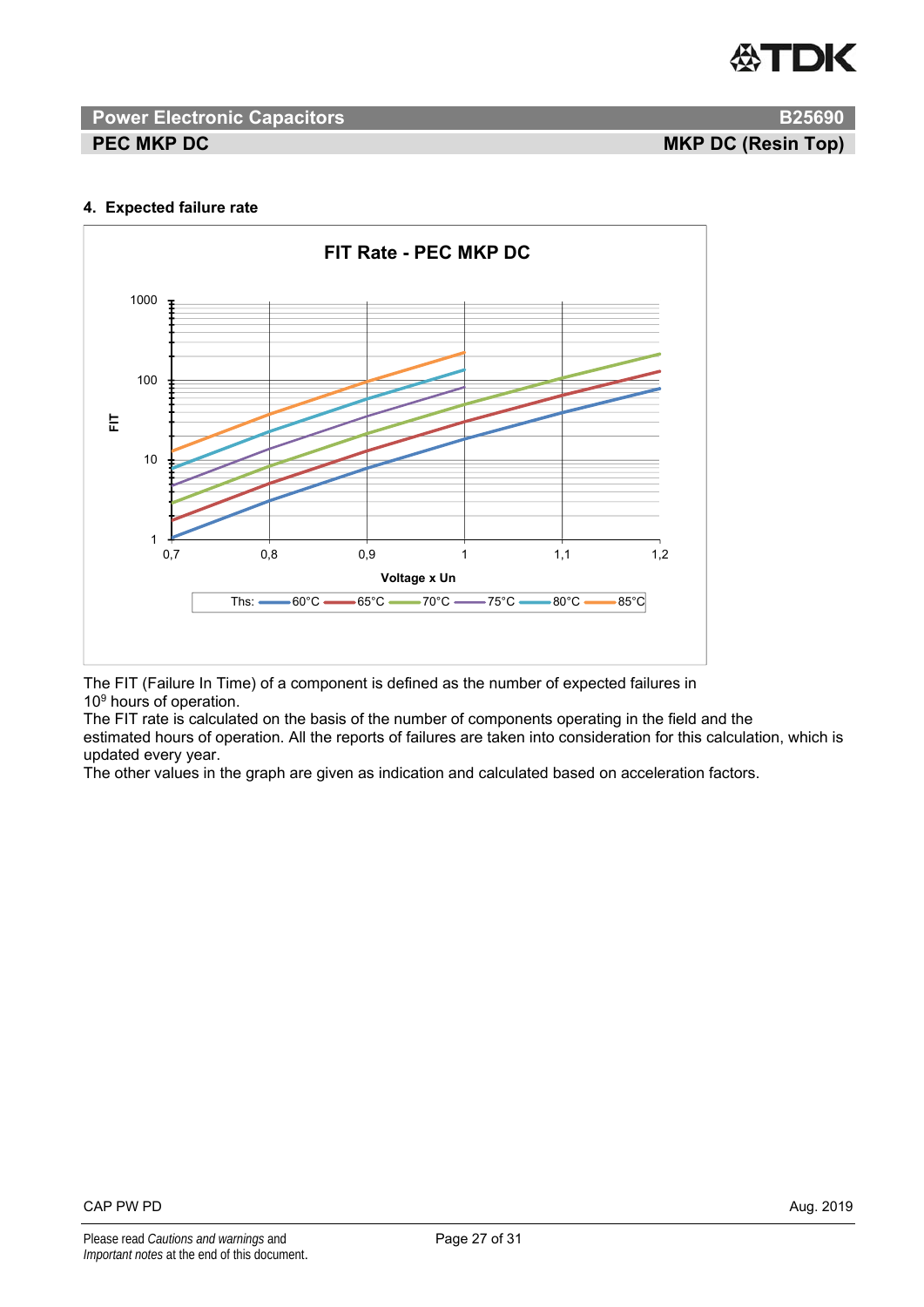## 4. Expected failure rate

The FIT (Failure In Time) of a component is defined as the number of expected failures in $10^9$ hours of operation.
The FIT rate is calculated on the basis of the number of components operating in the field and the estimated hours of operation. All the reports of failures are taken into consideration for this calculation, which is updated every year.
The other values in the graph are given as indication and calculated based on acceleration factors.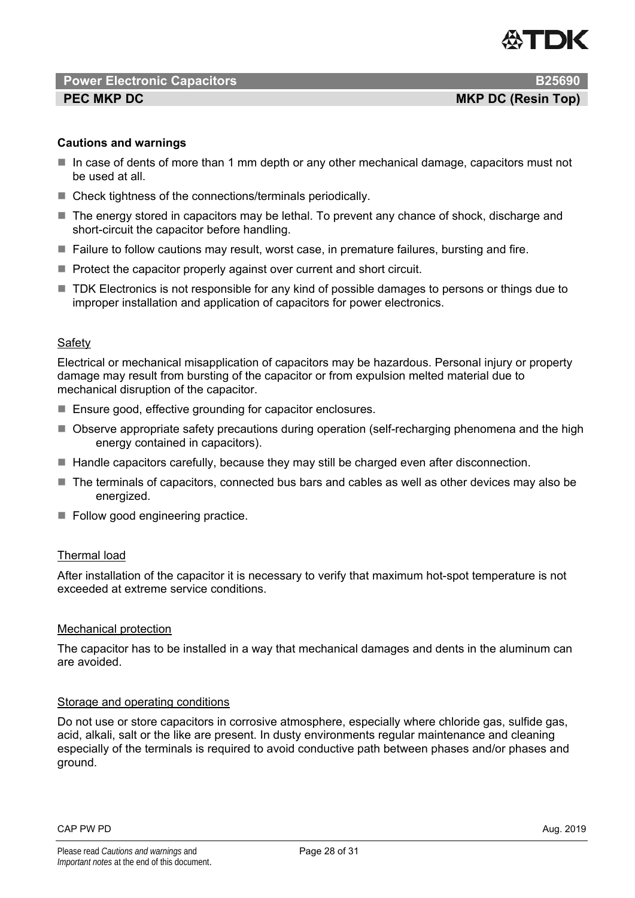### Cautions and warnings

- In case of dents of more than 1 mm depth or any other mechanical damage, capacitors must not be used at all.
- Check tightness of the connections/terminals periodically.
- The energy stored in capacitors may be lethal. To prevent any chance of shock, discharge and short-circuit the capacitor before handling.
- Failure to follow cautions may result, worst case, in premature failures, bursting and fire.
- Protect the capacitor properly against over current and short circuit.
- TDK Electronics is not responsible for any kind of possible damages to persons or things due to improper installation and application of capacitors for power electronics.

#### Safety

Electrical or mechanical misapplication of capacitors may be hazardous. Personal injury or property damage may result from bursting of the capacitor or from expulsion melted material due to mechanical disruption of the capacitor.

- Ensure good, effective grounding for capacitor enclosures.
- Observe appropriate safety precautions during operation (self-recharging phenomena and the high energy contained in capacitors).
- Handle capacitors carefully, because they may still be charged even after disconnection.
- The terminals of capacitors, connected bus bars and cables as well as other devices may also be energized.
- Follow good engineering practice.

#### Thermal load

After installation of the capacitor it is necessary to verify that maximum hot-spot temperature is not exceeded at extreme service conditions.

#### Mechanical protection

The capacitor has to be installed in a way that mechanical damages and dents in the aluminum can are avoided.

#### Storage and operating conditions

Do not use or store capacitors in corrosive atmosphere, especially where chloride gas, sulfide gas, acid, alkali, salt or the like are present. In dusty environments regular maintenance and cleaning especially of the terminals is required to avoid conductive path between phases and/or phases and ground.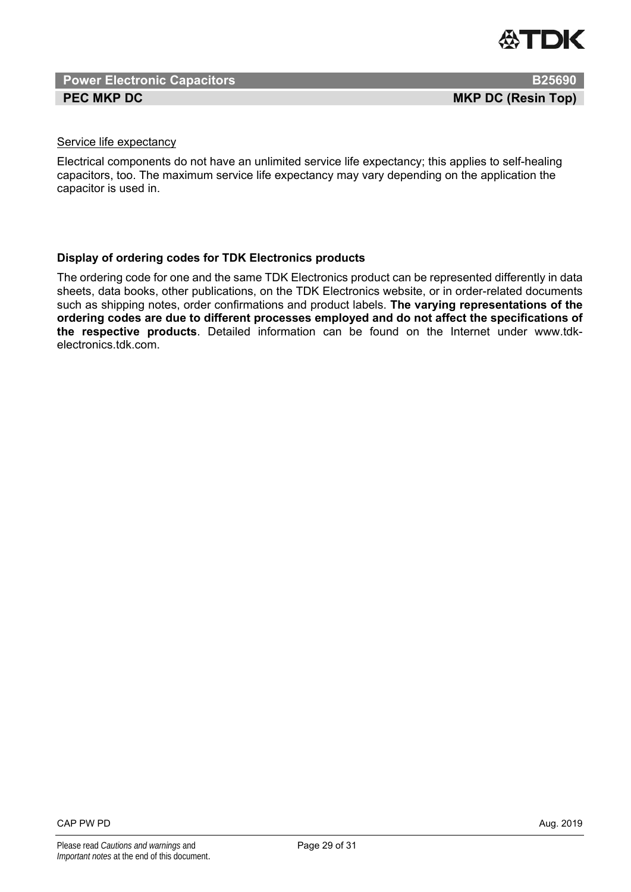Service life expectancy

Electrical components do not have an unlimited service life expectancy; this applies to self-healing capacitors, too. The maximum service life expectancy may vary depending on the application the capacitor is used in.

**Display of ordering codes for TDK Electronics products**

The ordering code for one and the same TDK Electronics product can be represented differently in data sheets, data books, other publications, on the TDK Electronics website, or in order-related documents such as shipping notes, order confirmations and product labels. **The varying representations of the ordering codes are due to different processes employed and do not affect the specifications of the respective products**. Detailed information can be found on the Internet under www.tdk-electronics.tdk.com.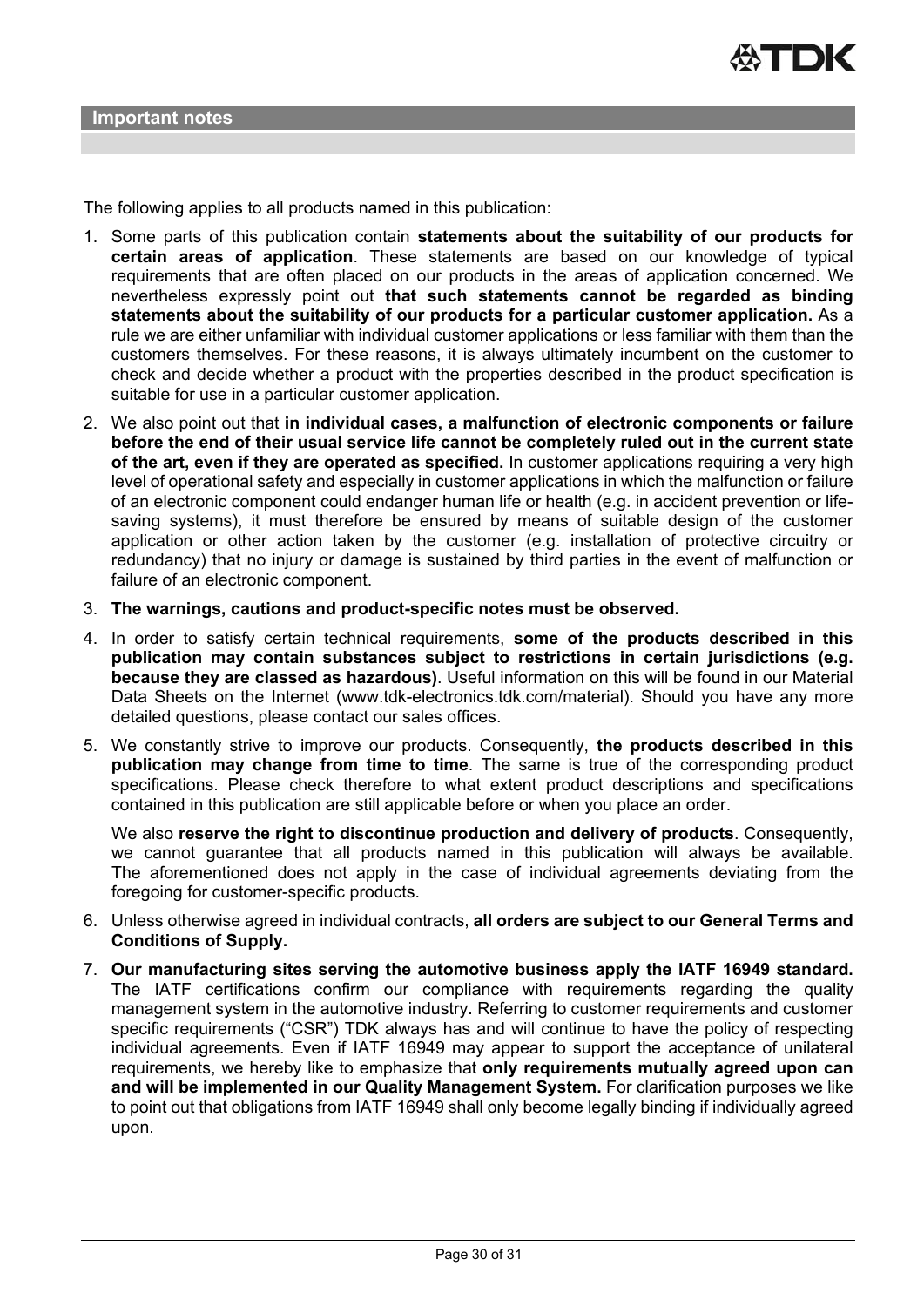## Important notes

The following applies to all products named in this publication:

1. Some parts of this publication contain **statements about the suitability of our products for certain areas of application**. These statements are based on our knowledge of typical requirements that are often placed on our products in the areas of application concerned. We nevertheless expressly point out **that such statements cannot be regarded as binding statements about the suitability of our products for a particular customer application.** As a rule we are either unfamiliar with individual customer applications or less familiar with them than the customers themselves. For these reasons, it is always ultimately incumbent on the customer to check and decide whether a product with the properties described in the product specification is suitable for use in a particular customer application.
2. We also point out that **in individual cases, a malfunction of electronic components or failure before the end of their usual service life cannot be completely ruled out in the current state of the art, even if they are operated as specified.** In customer applications requiring a very high level of operational safety and especially in customer applications in which the malfunction or failure of an electronic component could endanger human life or health (e.g. in accident prevention or life-saving systems), it must therefore be ensured by means of suitable design of the customer application or other action taken by the customer (e.g. installation of protective circuitry or redundancy) that no injury or damage is sustained by third parties in the event of malfunction or failure of an electronic component.
3. **The warnings, cautions and product-specific notes must be observed.**
4. In order to satisfy certain technical requirements, **some of the products described in this publication may contain substances subject to restrictions in certain jurisdictions (e.g. because they are classed as hazardous)**. Useful information on this will be found in our Material Data Sheets on the Internet (www.tdk-electronics.tdk.com/material). Should you have any more detailed questions, please contact our sales offices.
5. We constantly strive to improve our products. Consequently, **the products described in this publication may change from time to time**. The same is true of the corresponding product specifications. Please check therefore to what extent product descriptions and specifications contained in this publication are still applicable before or when you place an order.

   We also **reserve the right to discontinue production and delivery of products**. Consequently, we cannot guarantee that all products named in this publication will always be available. The aforementioned does not apply in the case of individual agreements deviating from the foregoing for customer-specific products.
6. Unless otherwise agreed in individual contracts, **all orders are subject to our General Terms and Conditions of Supply.**
7. **Our manufacturing sites serving the automotive business apply the IATF 16949 standard.** The IATF certifications confirm our compliance with requirements regarding the quality management system in the automotive industry. Referring to customer requirements and customer specific requirements ("CSR") TDK always has and will continue to have the policy of respecting individual agreements. Even if IATF 16949 may appear to support the acceptance of unilateral requirements, we hereby like to emphasize that **only requirements mutually agreed upon can and will be implemented in our Quality Management System.** For clarification purposes we like to point out that obligations from IATF 16949 shall only become legally binding if individually agreed upon.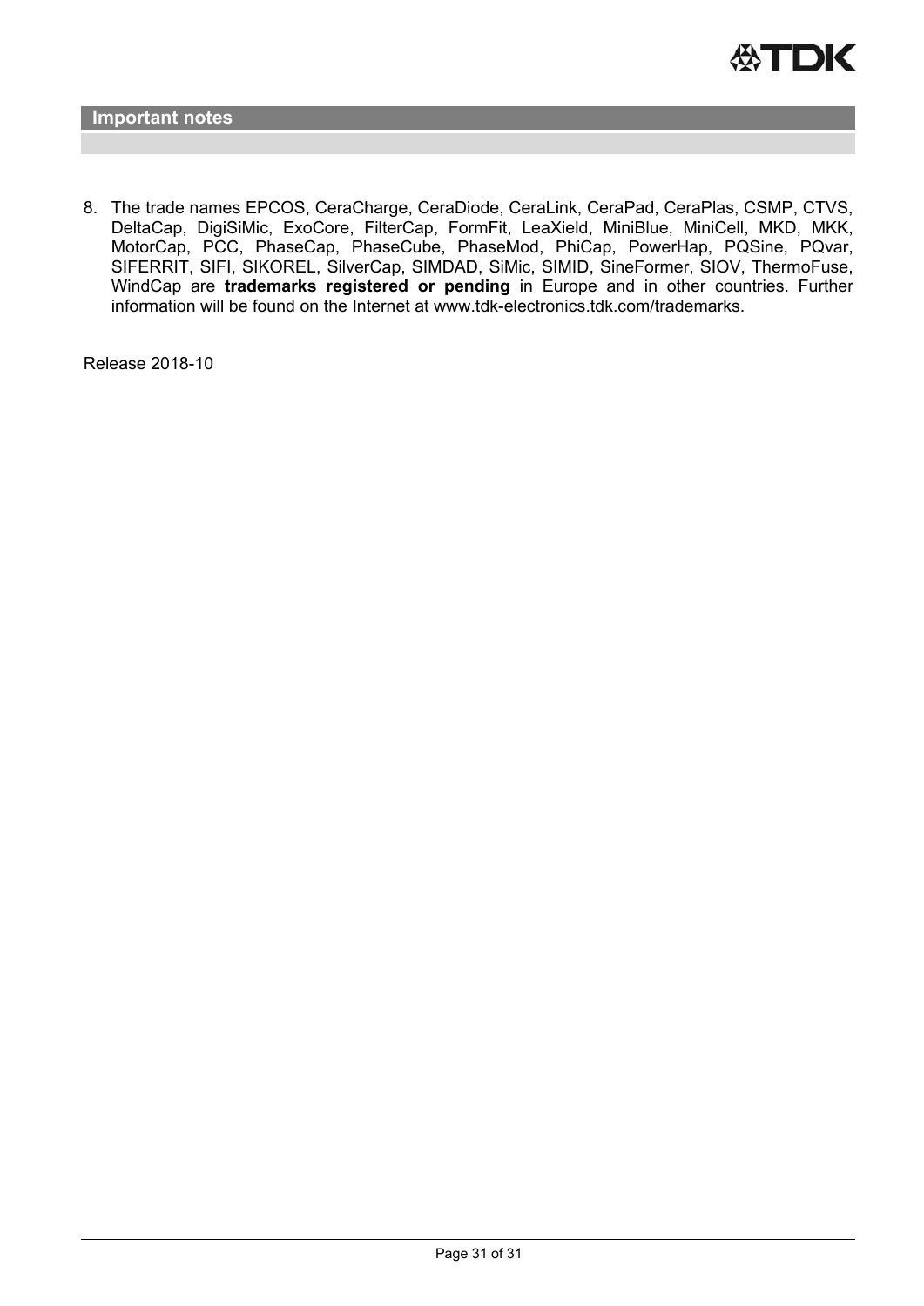## Important notes

8. The trade names EPCOS, CeraCharge, CeraDiode, CeraLink, CeraPad, CeraPlas, CSMP, CTVS, DeltaCap, DigiSiMic, ExoCore, FilterCap, FormFit, LeaXield, MiniBlue, MiniCell, MKD, MKK, MotorCap, PCC, PhaseCap, PhaseCube, PhaseMod, PhiCap, PowerHap, PQSine, PQvar, SIFERRIT, SIFI, SIKOREL, SilverCap, SIMDAD, SiMic, SIMID, SineFormer, SIOV, ThermoFuse, WindCap are **trademarks registered or pending** in Europe and in other countries. Further information will be found on the Internet at www.tdk-electronics.tdk.com/trademarks.

Release 2018-10